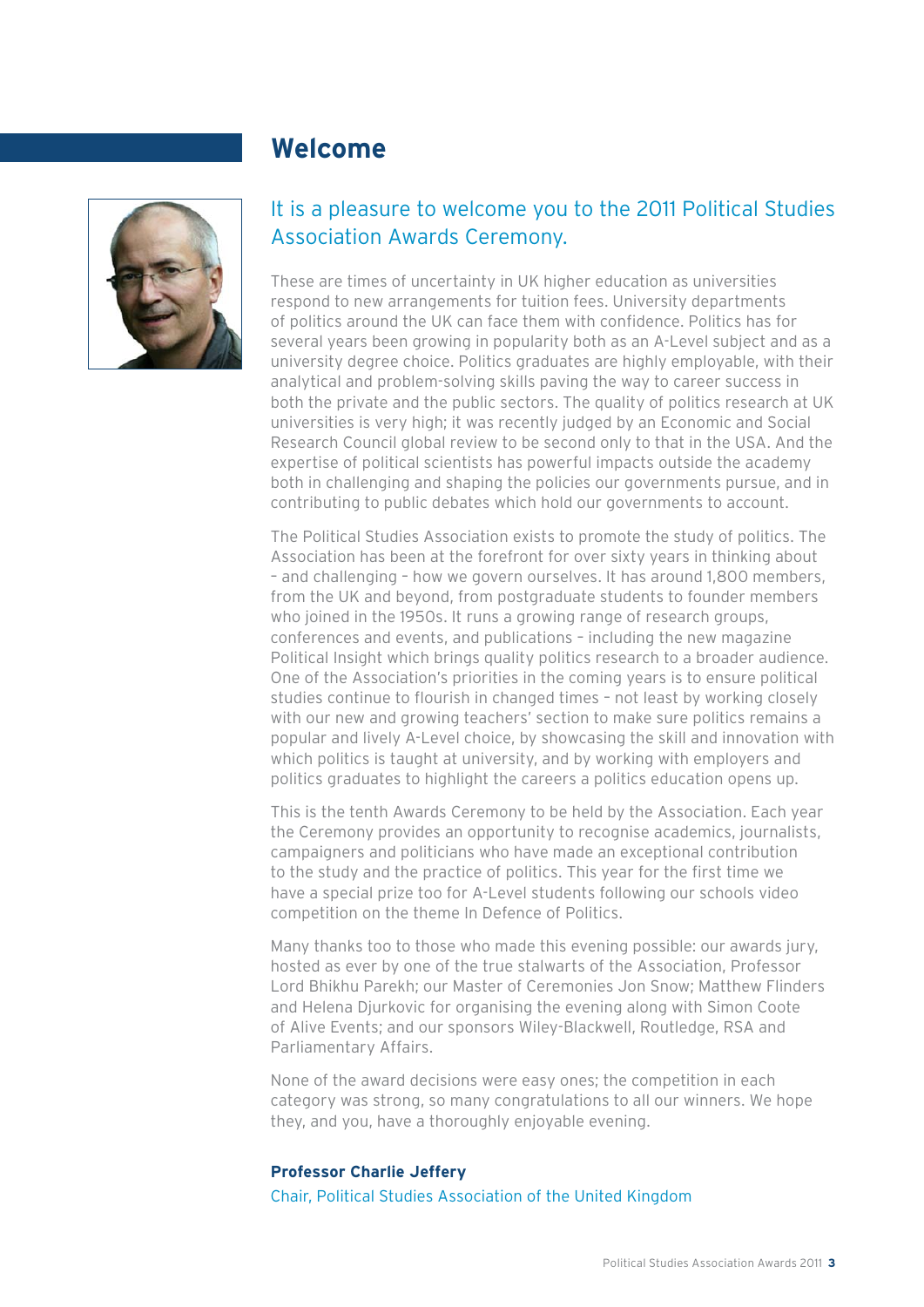# Welcome

## It is a pleasure to welcome you to the 2011 Political Studies Association Awards Ceremony.

These are times of uncertainty in UK higher education as universities respond to new arrangements for tuition fees. University departments of politics around the UK can face them with confidence. Politics has for several years been growing in popularity both as an A-Level subject and as a university degree choice. Politics graduates are highly employable, with their analytical and problem-solving skills paving the way to career success in both the private and the public sectors. The quality of politics research at UK universities is very high; it was recently judged by an Economic and Social Research Council global review to be second only to that in the USA. And the expertise of political scientists has powerful impacts outside the academy both in challenging and shaping the policies our governments pursue, and in contributing to public debates which hold our governments to account.

The Political Studies Association exists to promote the study of politics. The Association has been at the forefront for over sixty years in thinking about – and challenging – how we govern ourselves. It has around 1,800 members, from the UK and beyond, from postgraduate students to founder members who joined in the 1950s. It runs a growing range of research groups, conferences and events, and publications – including the new magazine Political Insight which brings quality politics research to a broader audience. One of the Association's priorities in the coming years is to ensure political studies continue to flourish in changed times – not least by working closely with our new and growing teachers' section to make sure politics remains a popular and lively A-Level choice, by showcasing the skill and innovation with which politics is taught at university, and by working with employers and politics graduates to highlight the careers a politics education opens up.

This is the tenth Awards Ceremony to be held by the Association. Each year the Ceremony provides an opportunity to recognise academics, journalists, campaigners and politicians who have made an exceptional contribution to the study and the practice of politics. This year for the first time we have a special prize too for A-Level students following our schools video competition on the theme In Defence of Politics.

Many thanks too to those who made this evening possible: our awards jury, hosted as ever by one of the true stalwarts of the Association, Professor Lord Bhikhu Parekh; our Master of Ceremonies Jon Snow; Matthew Flinders and Helena Djurkovic for organising the evening along with Simon Coote of Alive Events; and our sponsors Wiley-Blackwell, Routledge, RSA and Parliamentary Affairs.

None of the award decisions were easy ones; the competition in each category was strong, so many congratulations to all our winners. We hope they, and you, have a thoroughly enjoyable evening.

**Professor Charlie Jeffery**

Chair, Political Studies Association of the United Kingdom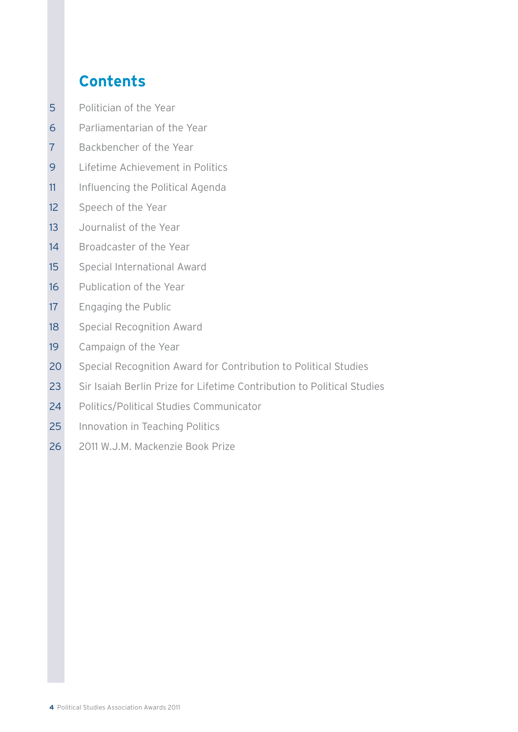# Contents

| | |
|---|---|
| 5 | Politician of the Year |
| 6 | Parliamentarian of the Year |
| 7 | Backbencher of the Year |
| 9 | Lifetime Achievement in Politics |
| 11 | Influencing the Political Agenda |
| 12 | Speech of the Year |
| 13 | Journalist of the Year |
| 14 | Broadcaster of the Year |
| 15 | Special International Award |
| 16 | Publication of the Year |
| 17 | Engaging the Public |
| 18 | Special Recognition Award |
| 19 | Campaign of the Year |
| 20 | Special Recognition Award for Contribution to Political Studies |
| 23 | Sir Isaiah Berlin Prize for Lifetime Contribution to Political Studies |
| 24 | Politics/Political Studies Communicator |
| 25 | Innovation in Teaching Politics |
| 26 | 2011 W.J.M. Mackenzie Book Prize |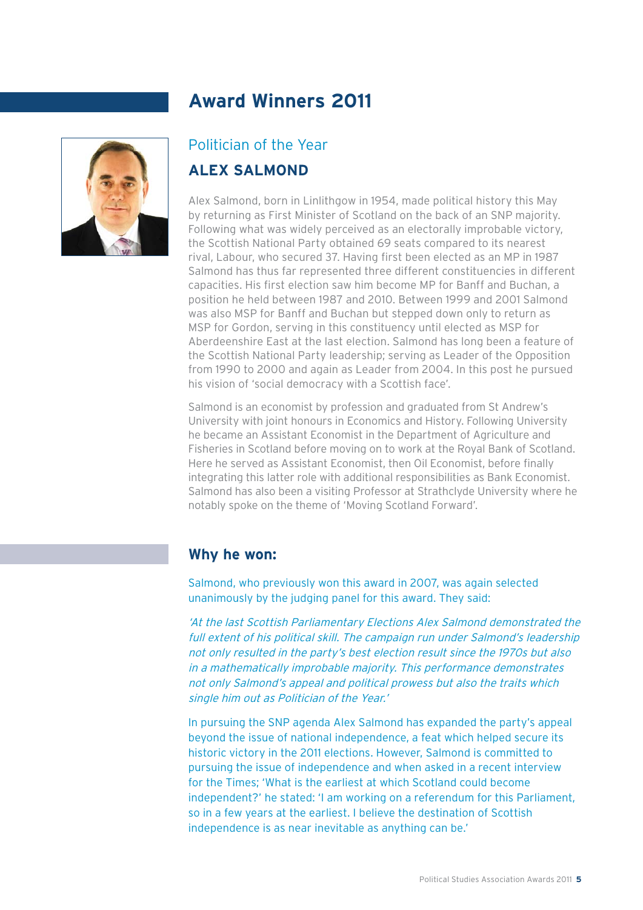# Award Winners 2011

## Politician of the Year

### ALEX SALMOND

Alex Salmond, born in Linlithgow in 1954, made political history this May by returning as First Minister of Scotland on the back of an SNP majority. Following what was widely perceived as an electorally improbable victory, the Scottish National Party obtained 69 seats compared to its nearest rival, Labour, who secured 37. Having first been elected as an MP in 1987 Salmond has thus far represented three different constituencies in different capacities. His first election saw him become MP for Banff and Buchan, a position he held between 1987 and 2010. Between 1999 and 2001 Salmond was also MSP for Banff and Buchan but stepped down only to return as MSP for Gordon, serving in this constituency until elected as MSP for Aberdeenshire East at the last election. Salmond has long been a feature of the Scottish National Party leadership; serving as Leader of the Opposition from 1990 to 2000 and again as Leader from 2004. In this post he pursued his vision of 'social democracy with a Scottish face'.

Salmond is an economist by profession and graduated from St Andrew's University with joint honours in Economics and History. Following University he became an Assistant Economist in the Department of Agriculture and Fisheries in Scotland before moving on to work at the Royal Bank of Scotland. Here he served as Assistant Economist, then Oil Economist, before finally integrating this latter role with additional responsibilities as Bank Economist. Salmond has also been a visiting Professor at Strathclyde University where he notably spoke on the theme of 'Moving Scotland Forward'.

### Why he won:

Salmond, who previously won this award in 2007, was again selected unanimously by the judging panel for this award. They said:

*'At the last Scottish Parliamentary Elections Alex Salmond demonstrated the full extent of his political skill. The campaign run under Salmond's leadership not only resulted in the party's best election result since the 1970s but also in a mathematically improbable majority. This performance demonstrates not only Salmond's appeal and political prowess but also the traits which single him out as Politician of the Year.'*

In pursuing the SNP agenda Alex Salmond has expanded the party's appeal beyond the issue of national independence, a feat which helped secure its historic victory in the 2011 elections. However, Salmond is committed to pursuing the issue of independence and when asked in a recent interview for the Times; 'What is the earliest at which Scotland could become independent?' he stated: 'I am working on a referendum for this Parliament, so in a few years at the earliest. I believe the destination of Scottish independence is as near inevitable as anything can be.'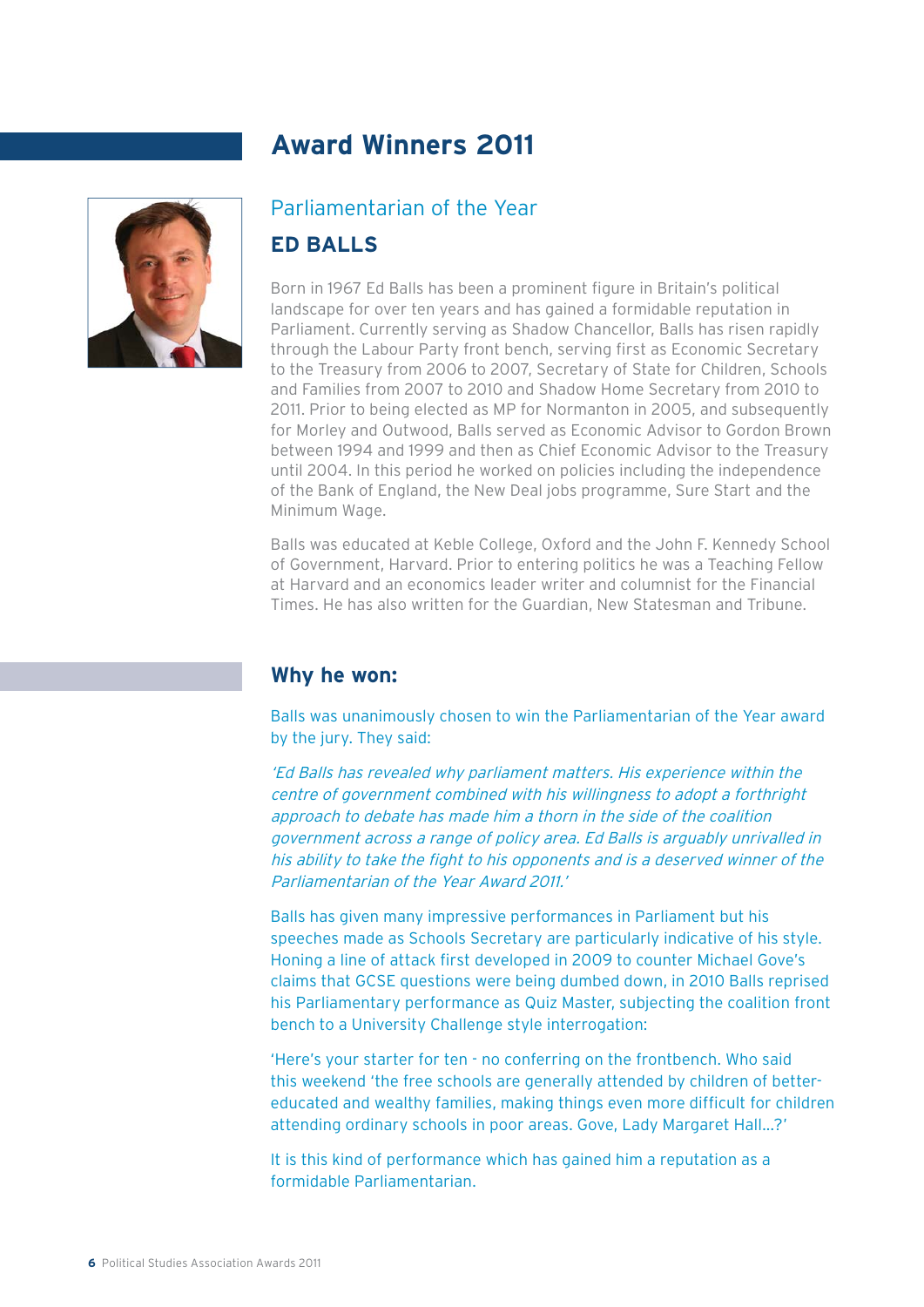# Award Winners 2011

## Parliamentarian of the Year

### ED BALLS

Born in 1967 Ed Balls has been a prominent figure in Britain's political landscape for over ten years and has gained a formidable reputation in Parliament. Currently serving as Shadow Chancellor, Balls has risen rapidly through the Labour Party front bench, serving first as Economic Secretary to the Treasury from 2006 to 2007, Secretary of State for Children, Schools and Families from 2007 to 2010 and Shadow Home Secretary from 2010 to 2011. Prior to being elected as MP for Normanton in 2005, and subsequently for Morley and Outwood, Balls served as Economic Advisor to Gordon Brown between 1994 and 1999 and then as Chief Economic Advisor to the Treasury until 2004. In this period he worked on policies including the independence of the Bank of England, the New Deal jobs programme, Sure Start and the Minimum Wage.

Balls was educated at Keble College, Oxford and the John F. Kennedy School of Government, Harvard. Prior to entering politics he was a Teaching Fellow at Harvard and an economics leader writer and columnist for the Financial Times. He has also written for the Guardian, New Statesman and Tribune.

### Why he won:

Balls was unanimously chosen to win the Parliamentarian of the Year award by the jury. They said:

*'Ed Balls has revealed why parliament matters. His experience within the centre of government combined with his willingness to adopt a forthright approach to debate has made him a thorn in the side of the coalition government across a range of policy area. Ed Balls is arguably unrivalled in his ability to take the fight to his opponents and is a deserved winner of the Parliamentarian of the Year Award 2011.'*

Balls has given many impressive performances in Parliament but his speeches made as Schools Secretary are particularly indicative of his style. Honing a line of attack first developed in 2009 to counter Michael Gove's claims that GCSE questions were being dumbed down, in 2010 Balls reprised his Parliamentary performance as Quiz Master, subjecting the coalition front bench to a University Challenge style interrogation:

'Here's your starter for ten - no conferring on the frontbench. Who said this weekend 'the free schools are generally attended by children of better-educated and wealthy families, making things even more difficult for children attending ordinary schools in poor areas. Gove, Lady Margaret Hall…?'

It is this kind of performance which has gained him a reputation as a formidable Parliamentarian.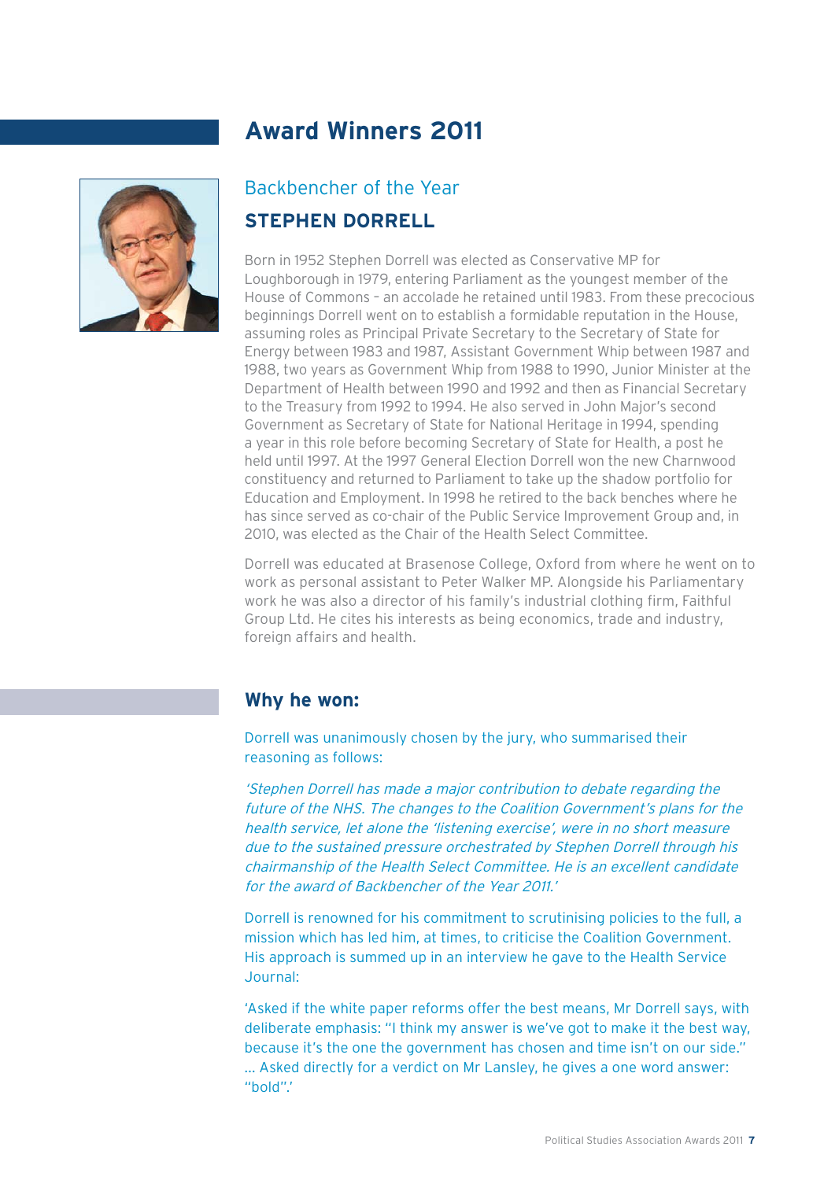# Award Winners 2011

## Backbencher of the Year

### STEPHEN DORRELL

Born in 1952 Stephen Dorrell was elected as Conservative MP for Loughborough in 1979, entering Parliament as the youngest member of the House of Commons – an accolade he retained until 1983. From these precocious beginnings Dorrell went on to establish a formidable reputation in the House, assuming roles as Principal Private Secretary to the Secretary of State for Energy between 1983 and 1987, Assistant Government Whip between 1987 and 1988, two years as Government Whip from 1988 to 1990, Junior Minister at the Department of Health between 1990 and 1992 and then as Financial Secretary to the Treasury from 1992 to 1994. He also served in John Major's second Government as Secretary of State for National Heritage in 1994, spending a year in this role before becoming Secretary of State for Health, a post he held until 1997. At the 1997 General Election Dorrell won the new Charnwood constituency and returned to Parliament to take up the shadow portfolio for Education and Employment. In 1998 he retired to the back benches where he has since served as co-chair of the Public Service Improvement Group and, in 2010, was elected as the Chair of the Health Select Committee.

Dorrell was educated at Brasenose College, Oxford from where he went on to work as personal assistant to Peter Walker MP. Alongside his Parliamentary work he was also a director of his family's industrial clothing firm, Faithful Group Ltd. He cites his interests as being economics, trade and industry, foreign affairs and health.

## Why he won:

Dorrell was unanimously chosen by the jury, who summarised their reasoning as follows:

*'Stephen Dorrell has made a major contribution to debate regarding the future of the NHS. The changes to the Coalition Government's plans for the health service, let alone the 'listening exercise', were in no short measure due to the sustained pressure orchestrated by Stephen Dorrell through his chairmanship of the Health Select Committee. He is an excellent candidate for the award of Backbencher of the Year 2011.'*

Dorrell is renowned for his commitment to scrutinising policies to the full, a mission which has led him, at times, to criticise the Coalition Government. His approach is summed up in an interview he gave to the Health Service Journal:

'Asked if the white paper reforms offer the best means, Mr Dorrell says, with deliberate emphasis: "I think my answer is we've got to make it the best way, because it's the one the government has chosen and time isn't on our side." … Asked directly for a verdict on Mr Lansley, he gives a one word answer: "bold".'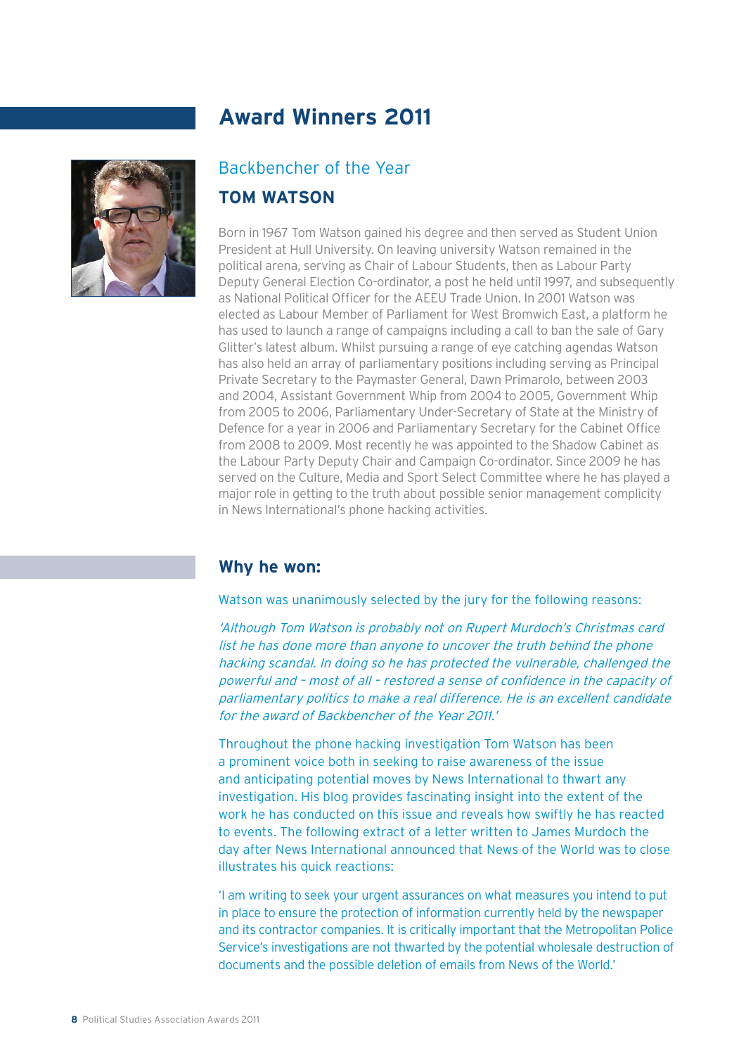# Award Winners 2011

## Backbencher of the Year

### TOM WATSON

Born in 1967 Tom Watson gained his degree and then served as Student Union President at Hull University. On leaving university Watson remained in the political arena, serving as Chair of Labour Students, then as Labour Party Deputy General Election Co-ordinator, a post he held until 1997, and subsequently as National Political Officer for the AEEU Trade Union. In 2001 Watson was elected as Labour Member of Parliament for West Bromwich East, a platform he has used to launch a range of campaigns including a call to ban the sale of Gary Glitter's latest album. Whilst pursuing a range of eye catching agendas Watson has also held an array of parliamentary positions including serving as Principal Private Secretary to the Paymaster General, Dawn Primarolo, between 2003 and 2004, Assistant Government Whip from 2004 to 2005, Government Whip from 2005 to 2006, Parliamentary Under-Secretary of State at the Ministry of Defence for a year in 2006 and Parliamentary Secretary for the Cabinet Office from 2008 to 2009. Most recently he was appointed to the Shadow Cabinet as the Labour Party Deputy Chair and Campaign Co-ordinator. Since 2009 he has served on the Culture, Media and Sport Select Committee where he has played a major role in getting to the truth about possible senior management complicity in News International's phone hacking activities.

## Why he won:

Watson was unanimously selected by the jury for the following reasons:

*'Although Tom Watson is probably not on Rupert Murdoch's Christmas card list he has done more than anyone to uncover the truth behind the phone hacking scandal. In doing so he has protected the vulnerable, challenged the powerful and – most of all – restored a sense of confidence in the capacity of parliamentary politics to make a real difference. He is an excellent candidate for the award of Backbencher of the Year 2011.'*

Throughout the phone hacking investigation Tom Watson has been a prominent voice both in seeking to raise awareness of the issue and anticipating potential moves by News International to thwart any investigation. His blog provides fascinating insight into the extent of the work he has conducted on this issue and reveals how swiftly he has reacted to events. The following extract of a letter written to James Murdoch the day after News International announced that News of the World was to close illustrates his quick reactions:

'I am writing to seek your urgent assurances on what measures you intend to put in place to ensure the protection of information currently held by the newspaper and its contractor companies. It is critically important that the Metropolitan Police Service's investigations are not thwarted by the potential wholesale destruction of documents and the possible deletion of emails from News of the World.'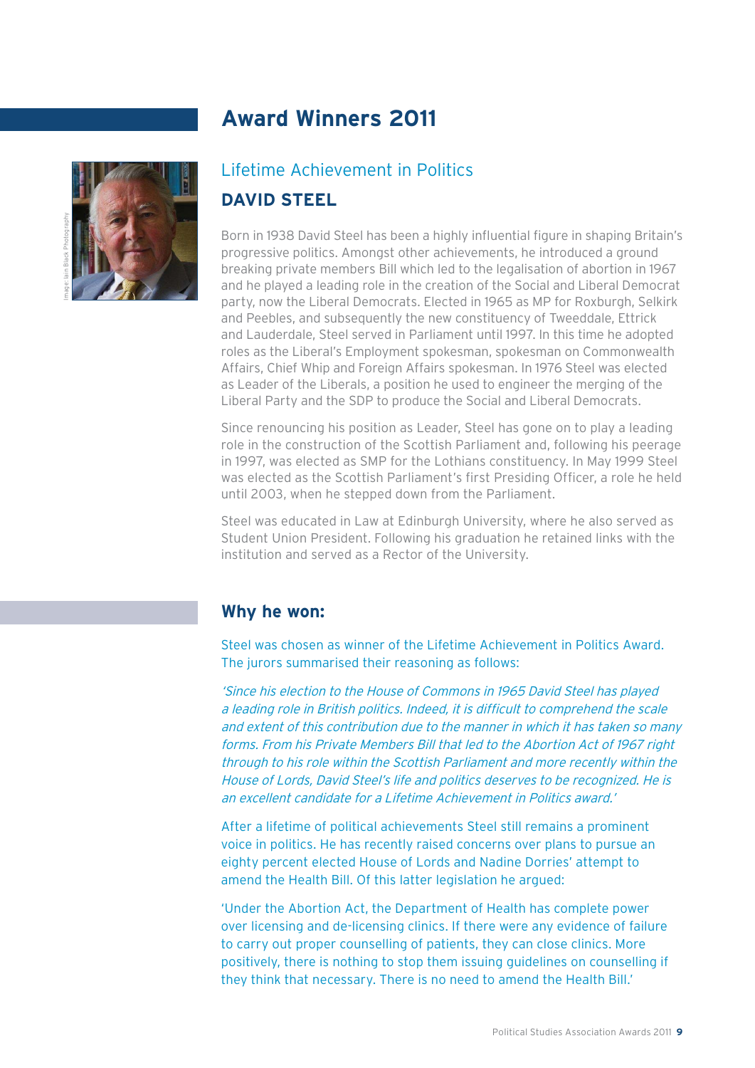# Award Winners 2011

Image: Iain Black Photography

## Lifetime Achievement in Politics

### DAVID STEEL

Born in 1938 David Steel has been a highly influential figure in shaping Britain's progressive politics. Amongst other achievements, he introduced a ground breaking private members Bill which led to the legalisation of abortion in 1967 and he played a leading role in the creation of the Social and Liberal Democrat party, now the Liberal Democrats. Elected in 1965 as MP for Roxburgh, Selkirk and Peebles, and subsequently the new constituency of Tweeddale, Ettrick and Lauderdale, Steel served in Parliament until 1997. In this time he adopted roles as the Liberal's Employment spokesman, spokesman on Commonwealth Affairs, Chief Whip and Foreign Affairs spokesman. In 1976 Steel was elected as Leader of the Liberals, a position he used to engineer the merging of the Liberal Party and the SDP to produce the Social and Liberal Democrats.

Since renouncing his position as Leader, Steel has gone on to play a leading role in the construction of the Scottish Parliament and, following his peerage in 1997, was elected as SMP for the Lothians constituency. In May 1999 Steel was elected as the Scottish Parliament's first Presiding Officer, a role he held until 2003, when he stepped down from the Parliament.

Steel was educated in Law at Edinburgh University, where he also served as Student Union President. Following his graduation he retained links with the institution and served as a Rector of the University.

## Why he won:

Steel was chosen as winner of the Lifetime Achievement in Politics Award. The jurors summarised their reasoning as follows:

*'Since his election to the House of Commons in 1965 David Steel has played a leading role in British politics. Indeed, it is difficult to comprehend the scale and extent of this contribution due to the manner in which it has taken so many forms. From his Private Members Bill that led to the Abortion Act of 1967 right through to his role within the Scottish Parliament and more recently within the House of Lords, David Steel's life and politics deserves to be recognized. He is an excellent candidate for a Lifetime Achievement in Politics award.'*

After a lifetime of political achievements Steel still remains a prominent voice in politics. He has recently raised concerns over plans to pursue an eighty percent elected House of Lords and Nadine Dorries' attempt to amend the Health Bill. Of this latter legislation he argued:

'Under the Abortion Act, the Department of Health has complete power over licensing and de-licensing clinics. If there were any evidence of failure to carry out proper counselling of patients, they can close clinics. More positively, there is nothing to stop them issuing guidelines on counselling if they think that necessary. There is no need to amend the Health Bill.'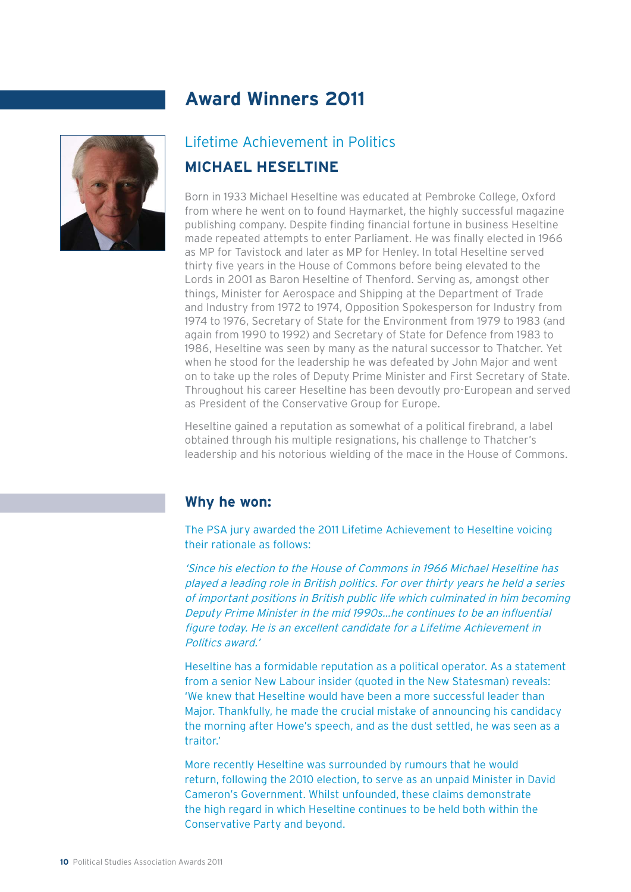# Award Winners 2011

## Lifetime Achievement in Politics

### MICHAEL HESELTINE

Born in 1933 Michael Heseltine was educated at Pembroke College, Oxford from where he went on to found Haymarket, the highly successful magazine publishing company. Despite finding financial fortune in business Heseltine made repeated attempts to enter Parliament. He was finally elected in 1966 as MP for Tavistock and later as MP for Henley. In total Heseltine served thirty five years in the House of Commons before being elevated to the Lords in 2001 as Baron Heseltine of Thenford. Serving as, amongst other things, Minister for Aerospace and Shipping at the Department of Trade and Industry from 1972 to 1974, Opposition Spokesperson for Industry from 1974 to 1976, Secretary of State for the Environment from 1979 to 1983 (and again from 1990 to 1992) and Secretary of State for Defence from 1983 to 1986, Heseltine was seen by many as the natural successor to Thatcher. Yet when he stood for the leadership he was defeated by John Major and went on to take up the roles of Deputy Prime Minister and First Secretary of State. Throughout his career Heseltine has been devoutly pro-European and served as President of the Conservative Group for Europe.

Heseltine gained a reputation as somewhat of a political firebrand, a label obtained through his multiple resignations, his challenge to Thatcher's leadership and his notorious wielding of the mace in the House of Commons.

### Why he won:

The PSA jury awarded the 2011 Lifetime Achievement to Heseltine voicing their rationale as follows:

*'Since his election to the House of Commons in 1966 Michael Heseltine has played a leading role in British politics. For over thirty years he held a series of important positions in British public life which culminated in him becoming Deputy Prime Minister in the mid 1990s…he continues to be an influential figure today. He is an excellent candidate for a Lifetime Achievement in Politics award.'*

Heseltine has a formidable reputation as a political operator. As a statement from a senior New Labour insider (quoted in the New Statesman) reveals: 'We knew that Heseltine would have been a more successful leader than Major. Thankfully, he made the crucial mistake of announcing his candidacy the morning after Howe's speech, and as the dust settled, he was seen as a traitor.'

More recently Heseltine was surrounded by rumours that he would return, following the 2010 election, to serve as an unpaid Minister in David Cameron's Government. Whilst unfounded, these claims demonstrate the high regard in which Heseltine continues to be held both within the Conservative Party and beyond.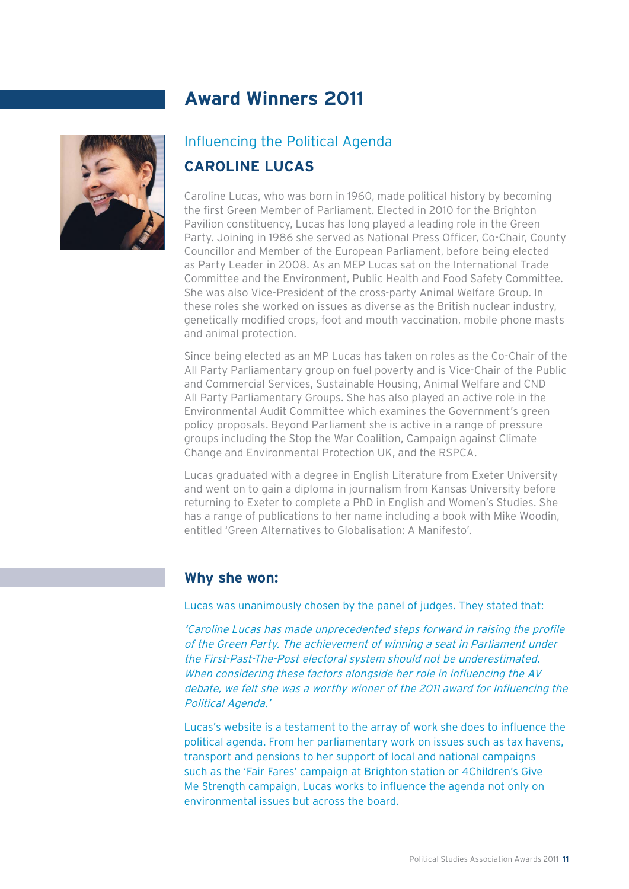# Award Winners 2011

## Influencing the Political Agenda

### CAROLINE LUCAS

Caroline Lucas, who was born in 1960, made political history by becoming the first Green Member of Parliament. Elected in 2010 for the Brighton Pavilion constituency, Lucas has long played a leading role in the Green Party. Joining in 1986 she served as National Press Officer, Co-Chair, County Councillor and Member of the European Parliament, before being elected as Party Leader in 2008. As an MEP Lucas sat on the International Trade Committee and the Environment, Public Health and Food Safety Committee. She was also Vice-President of the cross-party Animal Welfare Group. In these roles she worked on issues as diverse as the British nuclear industry, genetically modified crops, foot and mouth vaccination, mobile phone masts and animal protection.

Since being elected as an MP Lucas has taken on roles as the Co-Chair of the All Party Parliamentary group on fuel poverty and is Vice-Chair of the Public and Commercial Services, Sustainable Housing, Animal Welfare and CND All Party Parliamentary Groups. She has also played an active role in the Environmental Audit Committee which examines the Government's green policy proposals. Beyond Parliament she is active in a range of pressure groups including the Stop the War Coalition, Campaign against Climate Change and Environmental Protection UK, and the RSPCA.

Lucas graduated with a degree in English Literature from Exeter University and went on to gain a diploma in journalism from Kansas University before returning to Exeter to complete a PhD in English and Women's Studies. She has a range of publications to her name including a book with Mike Woodin, entitled 'Green Alternatives to Globalisation: A Manifesto'.

## Why she won:

Lucas was unanimously chosen by the panel of judges. They stated that:

*'Caroline Lucas has made unprecedented steps forward in raising the profile of the Green Party. The achievement of winning a seat in Parliament under the First-Past-The-Post electoral system should not be underestimated. When considering these factors alongside her role in influencing the AV debate, we felt she was a worthy winner of the 2011 award for Influencing the Political Agenda.'*

Lucas's website is a testament to the array of work she does to influence the political agenda. From her parliamentary work on issues such as tax havens, transport and pensions to her support of local and national campaigns such as the 'Fair Fares' campaign at Brighton station or 4Children's Give Me Strength campaign, Lucas works to influence the agenda not only on environmental issues but across the board.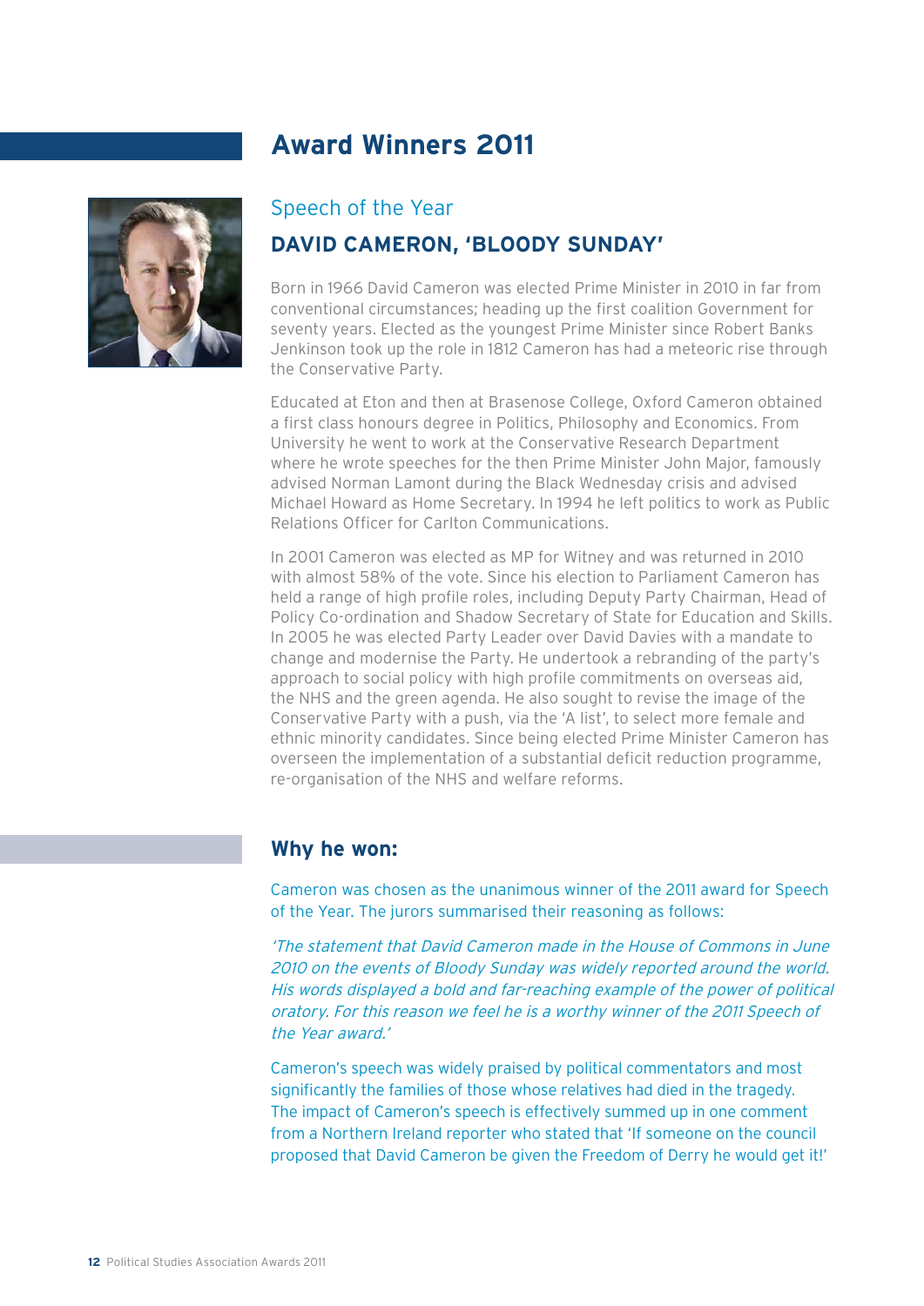# Award Winners 2011

## Speech of the Year

### DAVID CAMERON, 'BLOODY SUNDAY'

Born in 1966 David Cameron was elected Prime Minister in 2010 in far from conventional circumstances; heading up the first coalition Government for seventy years. Elected as the youngest Prime Minister since Robert Banks Jenkinson took up the role in 1812 Cameron has had a meteoric rise through the Conservative Party.

Educated at Eton and then at Brasenose College, Oxford Cameron obtained a first class honours degree in Politics, Philosophy and Economics. From University he went to work at the Conservative Research Department where he wrote speeches for the then Prime Minister John Major, famously advised Norman Lamont during the Black Wednesday crisis and advised Michael Howard as Home Secretary. In 1994 he left politics to work as Public Relations Officer for Carlton Communications.

In 2001 Cameron was elected as MP for Witney and was returned in 2010 with almost 58% of the vote. Since his election to Parliament Cameron has held a range of high profile roles, including Deputy Party Chairman, Head of Policy Co-ordination and Shadow Secretary of State for Education and Skills. In 2005 he was elected Party Leader over David Davies with a mandate to change and modernise the Party. He undertook a rebranding of the party's approach to social policy with high profile commitments on overseas aid, the NHS and the green agenda. He also sought to revise the image of the Conservative Party with a push, via the 'A list', to select more female and ethnic minority candidates. Since being elected Prime Minister Cameron has overseen the implementation of a substantial deficit reduction programme, re-organisation of the NHS and welfare reforms.

### Why he won:

Cameron was chosen as the unanimous winner of the 2011 award for Speech of the Year. The jurors summarised their reasoning as follows:

*'The statement that David Cameron made in the House of Commons in June 2010 on the events of Bloody Sunday was widely reported around the world. His words displayed a bold and far-reaching example of the power of political oratory. For this reason we feel he is a worthy winner of the 2011 Speech of the Year award.'*

Cameron's speech was widely praised by political commentators and most significantly the families of those whose relatives had died in the tragedy. The impact of Cameron's speech is effectively summed up in one comment from a Northern Ireland reporter who stated that 'If someone on the council proposed that David Cameron be given the Freedom of Derry he would get it!'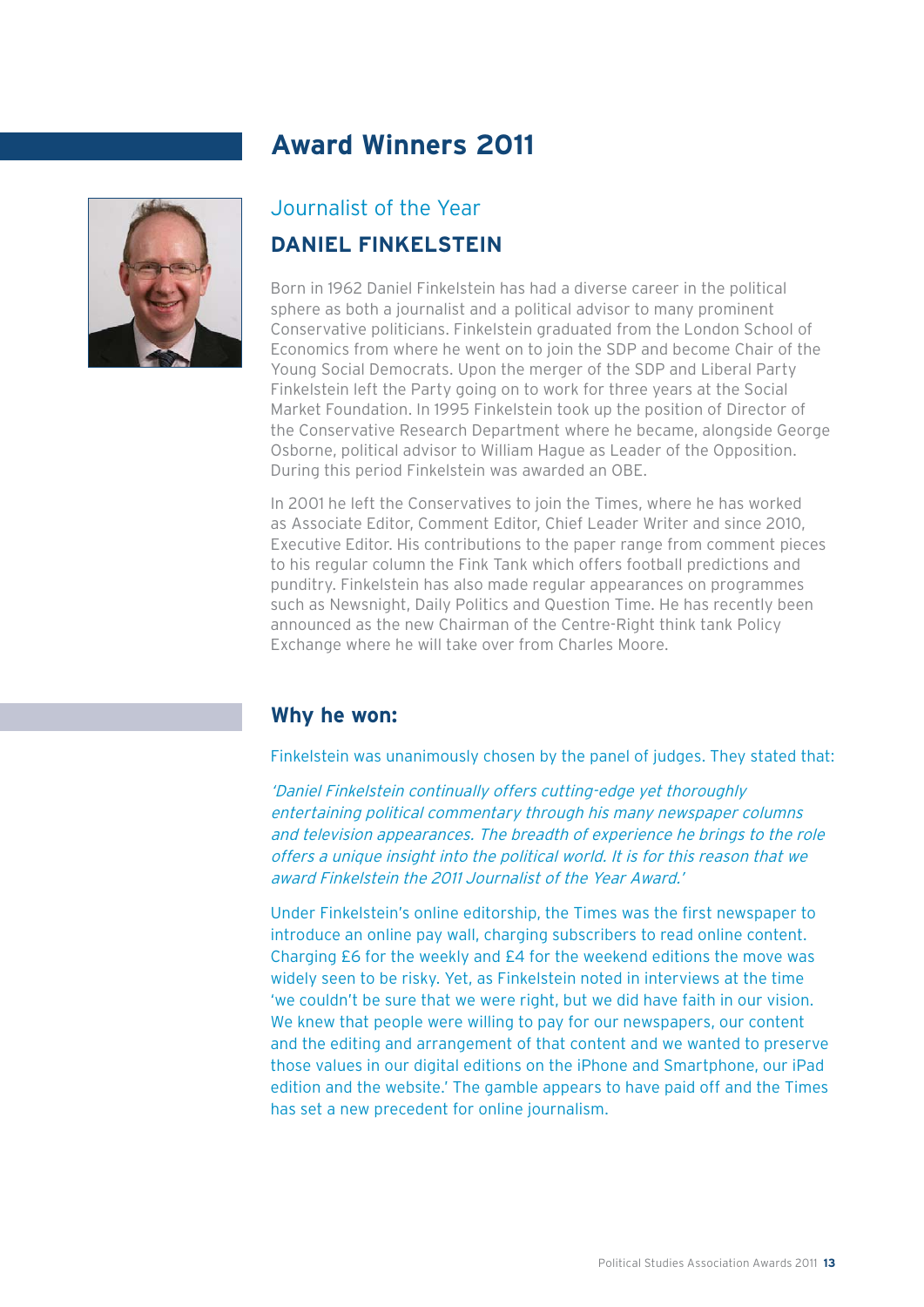## Award Winners 2011

### Journalist of the Year

### DANIEL FINKELSTEIN

Born in 1962 Daniel Finkelstein has had a diverse career in the political sphere as both a journalist and a political advisor to many prominent Conservative politicians. Finkelstein graduated from the London School of Economics from where he went on to join the SDP and become Chair of the Young Social Democrats. Upon the merger of the SDP and Liberal Party Finkelstein left the Party going on to work for three years at the Social Market Foundation. In 1995 Finkelstein took up the position of Director of the Conservative Research Department where he became, alongside George Osborne, political advisor to William Hague as Leader of the Opposition. During this period Finkelstein was awarded an OBE.

In 2001 he left the Conservatives to join the Times, where he has worked as Associate Editor, Comment Editor, Chief Leader Writer and since 2010, Executive Editor. His contributions to the paper range from comment pieces to his regular column the Fink Tank which offers football predictions and punditry. Finkelstein has also made regular appearances on programmes such as Newsnight, Daily Politics and Question Time. He has recently been announced as the new Chairman of the Centre-Right think tank Policy Exchange where he will take over from Charles Moore.

### Why he won:

Finkelstein was unanimously chosen by the panel of judges. They stated that:

*'Daniel Finkelstein continually offers cutting-edge yet thoroughly entertaining political commentary through his many newspaper columns and television appearances. The breadth of experience he brings to the role offers a unique insight into the political world. It is for this reason that we award Finkelstein the 2011 Journalist of the Year Award.'*

Under Finkelstein's online editorship, the Times was the first newspaper to introduce an online pay wall, charging subscribers to read online content. Charging £6 for the weekly and £4 for the weekend editions the move was widely seen to be risky. Yet, as Finkelstein noted in interviews at the time 'we couldn't be sure that we were right, but we did have faith in our vision. We knew that people were willing to pay for our newspapers, our content and the editing and arrangement of that content and we wanted to preserve those values in our digital editions on the iPhone and Smartphone, our iPad edition and the website.' The gamble appears to have paid off and the Times has set a new precedent for online journalism.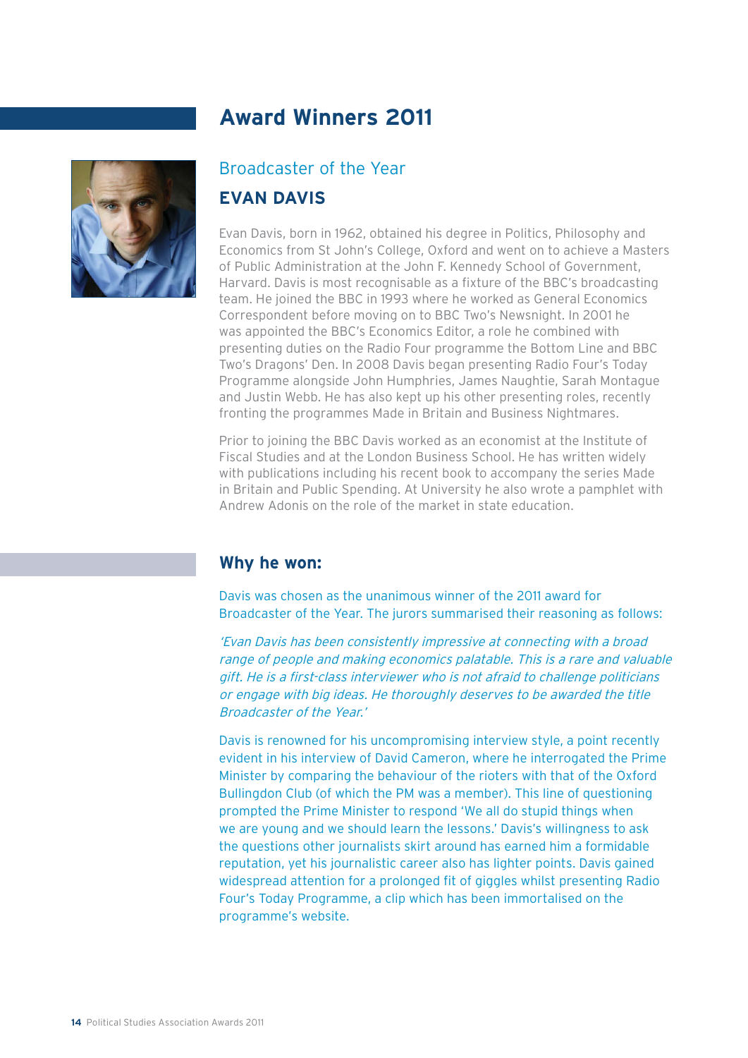# Award Winners 2011

## Broadcaster of the Year

### EVAN DAVIS

Evan Davis, born in 1962, obtained his degree in Politics, Philosophy and Economics from St John's College, Oxford and went on to achieve a Masters of Public Administration at the John F. Kennedy School of Government, Harvard. Davis is most recognisable as a fixture of the BBC's broadcasting team. He joined the BBC in 1993 where he worked as General Economics Correspondent before moving on to BBC Two's Newsnight. In 2001 he was appointed the BBC's Economics Editor, a role he combined with presenting duties on the Radio Four programme the Bottom Line and BBC Two's Dragons' Den. In 2008 Davis began presenting Radio Four's Today Programme alongside John Humphries, James Naughtie, Sarah Montague and Justin Webb. He has also kept up his other presenting roles, recently fronting the programmes Made in Britain and Business Nightmares.

Prior to joining the BBC Davis worked as an economist at the Institute of Fiscal Studies and at the London Business School. He has written widely with publications including his recent book to accompany the series Made in Britain and Public Spending. At University he also wrote a pamphlet with Andrew Adonis on the role of the market in state education.

### Why he won:

Davis was chosen as the unanimous winner of the 2011 award for Broadcaster of the Year. The jurors summarised their reasoning as follows:

*'Evan Davis has been consistently impressive at connecting with a broad range of people and making economics palatable. This is a rare and valuable gift. He is a first-class interviewer who is not afraid to challenge politicians or engage with big ideas. He thoroughly deserves to be awarded the title Broadcaster of the Year.'*

Davis is renowned for his uncompromising interview style, a point recently evident in his interview of David Cameron, where he interrogated the Prime Minister by comparing the behaviour of the rioters with that of the Oxford Bullingdon Club (of which the PM was a member). This line of questioning prompted the Prime Minister to respond 'We all do stupid things when we are young and we should learn the lessons.' Davis's willingness to ask the questions other journalists skirt around has earned him a formidable reputation, yet his journalistic career also has lighter points. Davis gained widespread attention for a prolonged fit of giggles whilst presenting Radio Four's Today Programme, a clip which has been immortalised on the programme's website.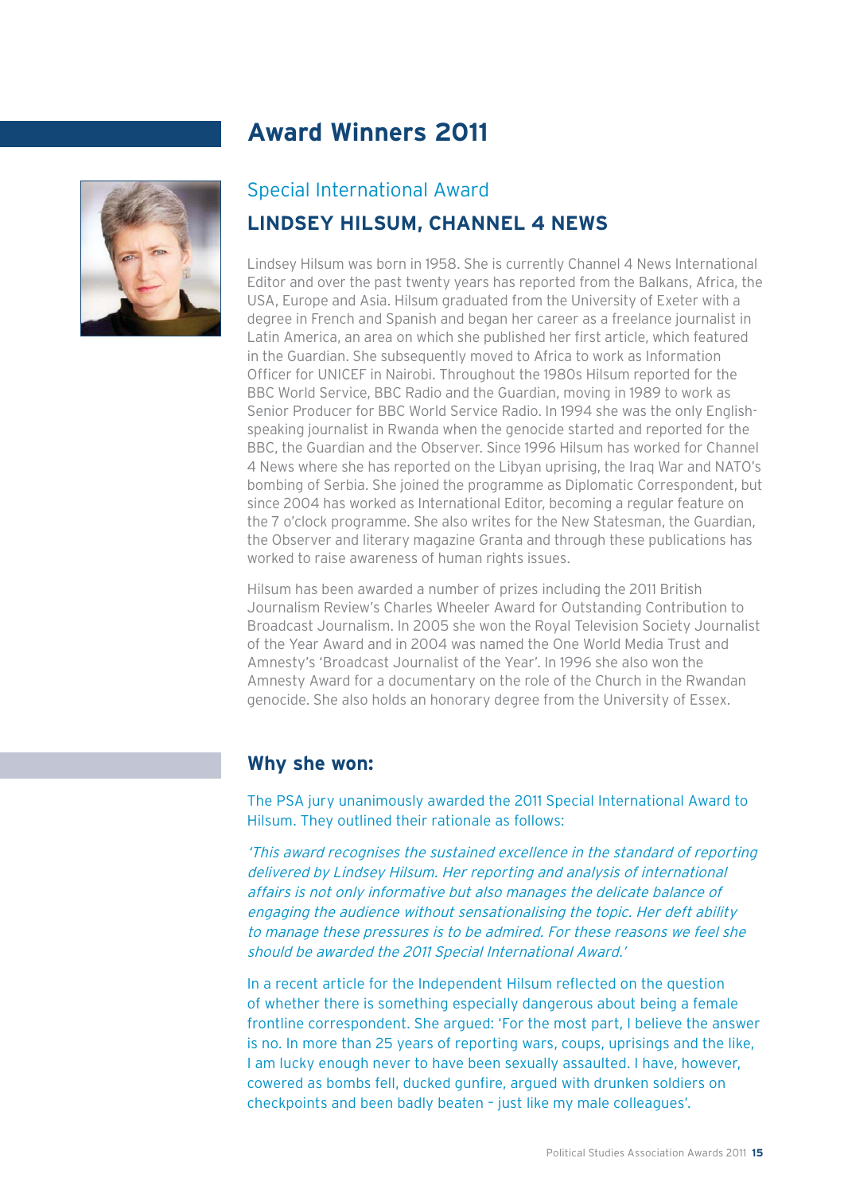# Award Winners 2011

## Special International Award

### LINDSEY HILSUM, CHANNEL 4 NEWS

Lindsey Hilsum was born in 1958. She is currently Channel 4 News International Editor and over the past twenty years has reported from the Balkans, Africa, the USA, Europe and Asia. Hilsum graduated from the University of Exeter with a degree in French and Spanish and began her career as a freelance journalist in Latin America, an area on which she published her first article, which featured in the Guardian. She subsequently moved to Africa to work as Information Officer for UNICEF in Nairobi. Throughout the 1980s Hilsum reported for the BBC World Service, BBC Radio and the Guardian, moving in 1989 to work as Senior Producer for BBC World Service Radio. In 1994 she was the only English-speaking journalist in Rwanda when the genocide started and reported for the BBC, the Guardian and the Observer. Since 1996 Hilsum has worked for Channel 4 News where she has reported on the Libyan uprising, the Iraq War and NATO's bombing of Serbia. She joined the programme as Diplomatic Correspondent, but since 2004 has worked as International Editor, becoming a regular feature on the 7 o'clock programme. She also writes for the New Statesman, the Guardian, the Observer and literary magazine Granta and through these publications has worked to raise awareness of human rights issues.

Hilsum has been awarded a number of prizes including the 2011 British Journalism Review's Charles Wheeler Award for Outstanding Contribution to Broadcast Journalism. In 2005 she won the Royal Television Society Journalist of the Year Award and in 2004 was named the One World Media Trust and Amnesty's 'Broadcast Journalist of the Year'. In 1996 she also won the Amnesty Award for a documentary on the role of the Church in the Rwandan genocide. She also holds an honorary degree from the University of Essex.

## Why she won:

The PSA jury unanimously awarded the 2011 Special International Award to Hilsum. They outlined their rationale as follows:

*'This award recognises the sustained excellence in the standard of reporting delivered by Lindsey Hilsum. Her reporting and analysis of international affairs is not only informative but also manages the delicate balance of engaging the audience without sensationalising the topic. Her deft ability to manage these pressures is to be admired. For these reasons we feel she should be awarded the 2011 Special International Award.'*

In a recent article for the Independent Hilsum reflected on the question of whether there is something especially dangerous about being a female frontline correspondent. She argued: 'For the most part, I believe the answer is no. In more than 25 years of reporting wars, coups, uprisings and the like, I am lucky enough never to have been sexually assaulted. I have, however, cowered as bombs fell, ducked gunfire, argued with drunken soldiers on checkpoints and been badly beaten – just like my male colleagues'.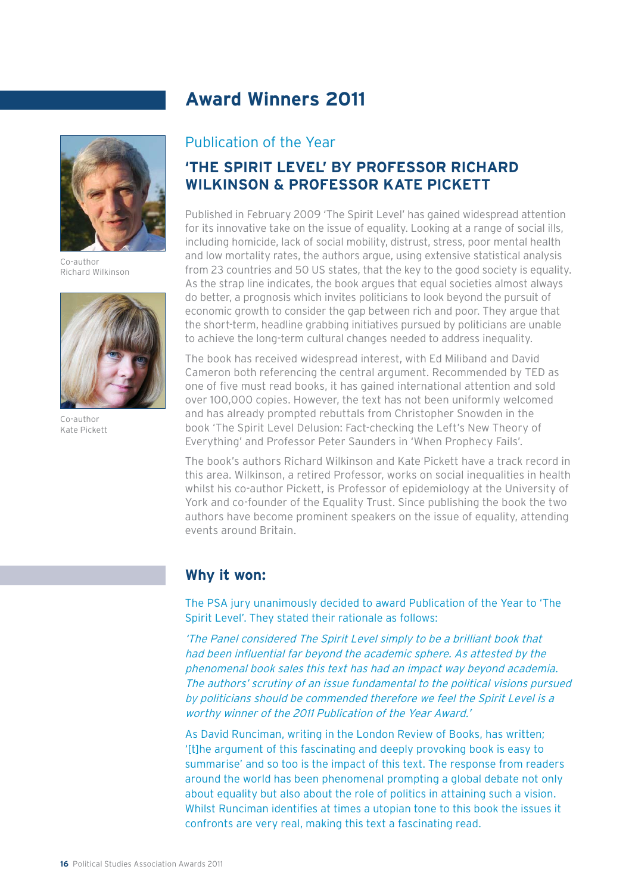# Award Winners 2011

Co-author
Richard Wilkinson

Co-author
Kate Pickett

## Publication of the Year

### 'THE SPIRIT LEVEL' BY PROFESSOR RICHARD WILKINSON & PROFESSOR KATE PICKETT

Published in February 2009 'The Spirit Level' has gained widespread attention for its innovative take on the issue of equality. Looking at a range of social ills, including homicide, lack of social mobility, distrust, stress, poor mental health and low mortality rates, the authors argue, using extensive statistical analysis from 23 countries and 50 US states, that the key to the good society is equality. As the strap line indicates, the book argues that equal societies almost always do better, a prognosis which invites politicians to look beyond the pursuit of economic growth to consider the gap between rich and poor. They argue that the short-term, headline grabbing initiatives pursued by politicians are unable to achieve the long-term cultural changes needed to address inequality.

The book has received widespread interest, with Ed Miliband and David Cameron both referencing the central argument. Recommended by TED as one of five must read books, it has gained international attention and sold over 100,000 copies. However, the text has not been uniformly welcomed and has already prompted rebuttals from Christopher Snowden in the book 'The Spirit Level Delusion: Fact-checking the Left's New Theory of Everything' and Professor Peter Saunders in 'When Prophecy Fails'.

The book's authors Richard Wilkinson and Kate Pickett have a track record in this area. Wilkinson, a retired Professor, works on social inequalities in health whilst his co-author Pickett, is Professor of epidemiology at the University of York and co-founder of the Equality Trust. Since publishing the book the two authors have become prominent speakers on the issue of equality, attending events around Britain.

## Why it won:

The PSA jury unanimously decided to award Publication of the Year to 'The Spirit Level'. They stated their rationale as follows:

*'The Panel considered The Spirit Level simply to be a brilliant book that had been influential far beyond the academic sphere. As attested by the phenomenal book sales this text has had an impact way beyond academia. The authors' scrutiny of an issue fundamental to the political visions pursued by politicians should be commended therefore we feel the Spirit Level is a worthy winner of the 2011 Publication of the Year Award.'*

As David Runciman, writing in the London Review of Books, has written; '[t]he argument of this fascinating and deeply provoking book is easy to summarise' and so too is the impact of this text. The response from readers around the world has been phenomenal prompting a global debate not only about equality but also about the role of politics in attaining such a vision. Whilst Runciman identifies at times a utopian tone to this book the issues it confronts are very real, making this text a fascinating read.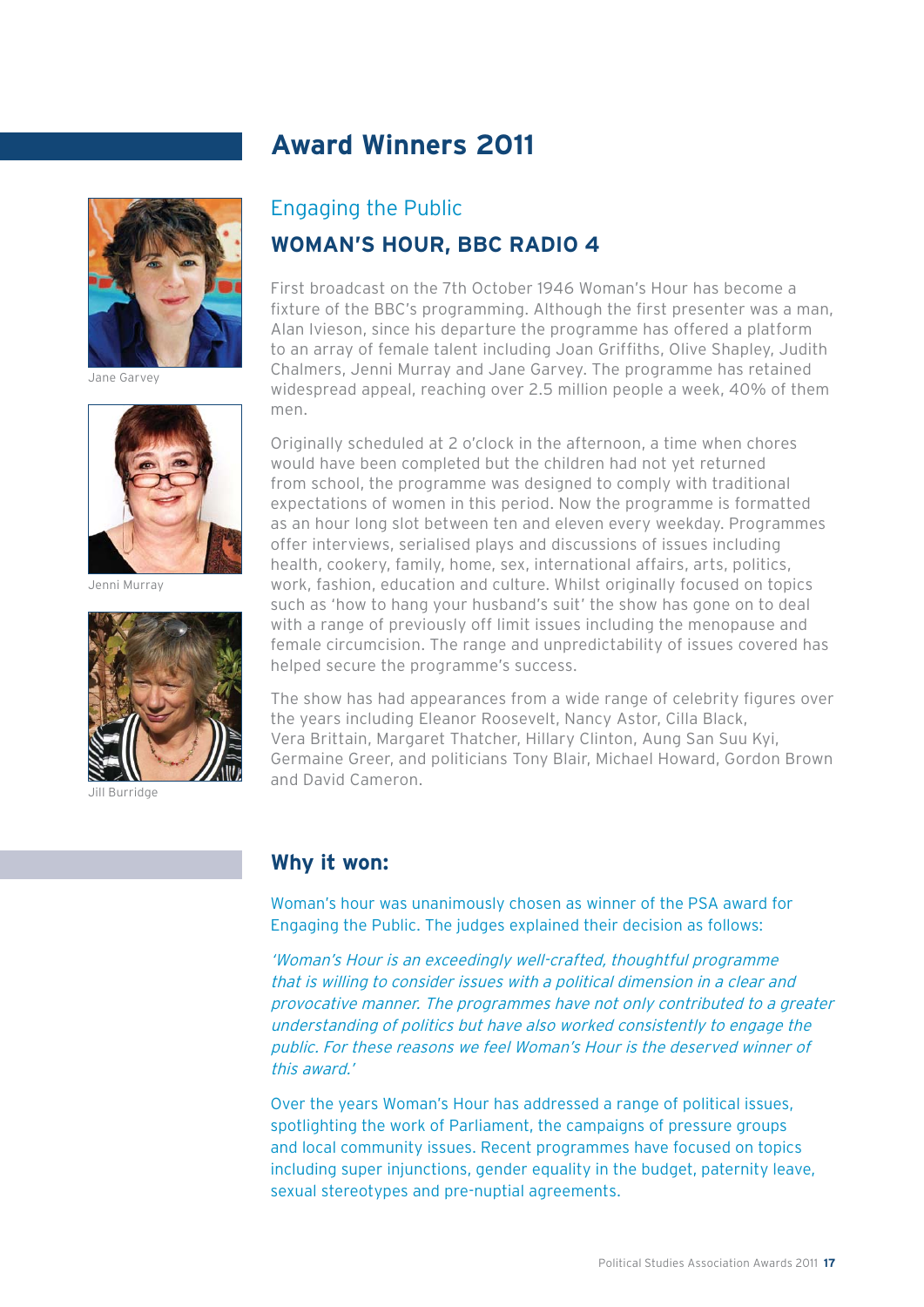# Award Winners 2011

## Engaging the Public

### WOMAN'S HOUR, BBC RADIO 4

Jane Garvey

Jenni Murray

Jill Burridge

First broadcast on the 7th October 1946 Woman's Hour has become a fixture of the BBC's programming. Although the first presenter was a man, Alan Ivieson, since his departure the programme has offered a platform to an array of female talent including Joan Griffiths, Olive Shapley, Judith Chalmers, Jenni Murray and Jane Garvey. The programme has retained widespread appeal, reaching over 2.5 million people a week, 40% of them men.

Originally scheduled at 2 o'clock in the afternoon, a time when chores would have been completed but the children had not yet returned from school, the programme was designed to comply with traditional expectations of women in this period. Now the programme is formatted as an hour long slot between ten and eleven every weekday. Programmes offer interviews, serialised plays and discussions of issues including health, cookery, family, home, sex, international affairs, arts, politics, work, fashion, education and culture. Whilst originally focused on topics such as 'how to hang your husband's suit' the show has gone on to deal with a range of previously off limit issues including the menopause and female circumcision. The range and unpredictability of issues covered has helped secure the programme's success.

The show has had appearances from a wide range of celebrity figures over the years including Eleanor Roosevelt, Nancy Astor, Cilla Black, Vera Brittain, Margaret Thatcher, Hillary Clinton, Aung San Suu Kyi, Germaine Greer, and politicians Tony Blair, Michael Howard, Gordon Brown and David Cameron.

## Why it won:

Woman's hour was unanimously chosen as winner of the PSA award for Engaging the Public. The judges explained their decision as follows:

*'Woman's Hour is an exceedingly well-crafted, thoughtful programme that is willing to consider issues with a political dimension in a clear and provocative manner. The programmes have not only contributed to a greater understanding of politics but have also worked consistently to engage the public. For these reasons we feel Woman's Hour is the deserved winner of this award.'*

Over the years Woman's Hour has addressed a range of political issues, spotlighting the work of Parliament, the campaigns of pressure groups and local community issues. Recent programmes have focused on topics including super injunctions, gender equality in the budget, paternity leave, sexual stereotypes and pre-nuptial agreements.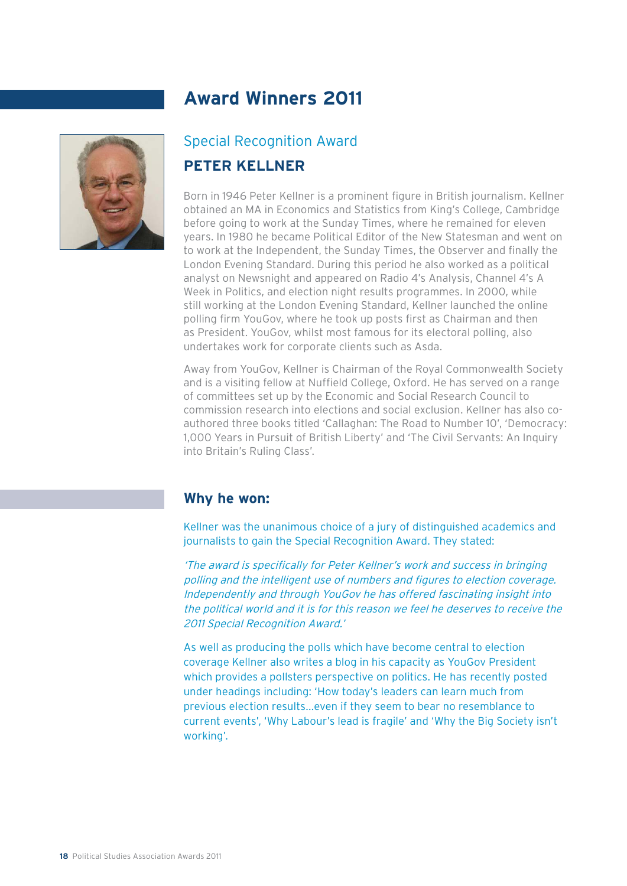# Award Winners 2011

## Special Recognition Award

### PETER KELLNER

Born in 1946 Peter Kellner is a prominent figure in British journalism. Kellner obtained an MA in Economics and Statistics from King's College, Cambridge before going to work at the Sunday Times, where he remained for eleven years. In 1980 he became Political Editor of the New Statesman and went on to work at the Independent, the Sunday Times, the Observer and finally the London Evening Standard. During this period he also worked as a political analyst on Newsnight and appeared on Radio 4's Analysis, Channel 4's A Week in Politics, and election night results programmes. In 2000, while still working at the London Evening Standard, Kellner launched the online polling firm YouGov, where he took up posts first as Chairman and then as President. YouGov, whilst most famous for its electoral polling, also undertakes work for corporate clients such as Asda.

Away from YouGov, Kellner is Chairman of the Royal Commonwealth Society and is a visiting fellow at Nuffield College, Oxford. He has served on a range of committees set up by the Economic and Social Research Council to commission research into elections and social exclusion. Kellner has also co-authored three books titled 'Callaghan: The Road to Number 10', 'Democracy: 1,000 Years in Pursuit of British Liberty' and 'The Civil Servants: An Inquiry into Britain's Ruling Class'.

## Why he won:

Kellner was the unanimous choice of a jury of distinguished academics and journalists to gain the Special Recognition Award. They stated:

*'The award is specifically for Peter Kellner's work and success in bringing polling and the intelligent use of numbers and figures to election coverage. Independently and through YouGov he has offered fascinating insight into the political world and it is for this reason we feel he deserves to receive the 2011 Special Recognition Award.'*

As well as producing the polls which have become central to election coverage Kellner also writes a blog in his capacity as YouGov President which provides a pollsters perspective on politics. He has recently posted under headings including: 'How today's leaders can learn much from previous election results…even if they seem to bear no resemblance to current events', 'Why Labour's lead is fragile' and 'Why the Big Society isn't working'.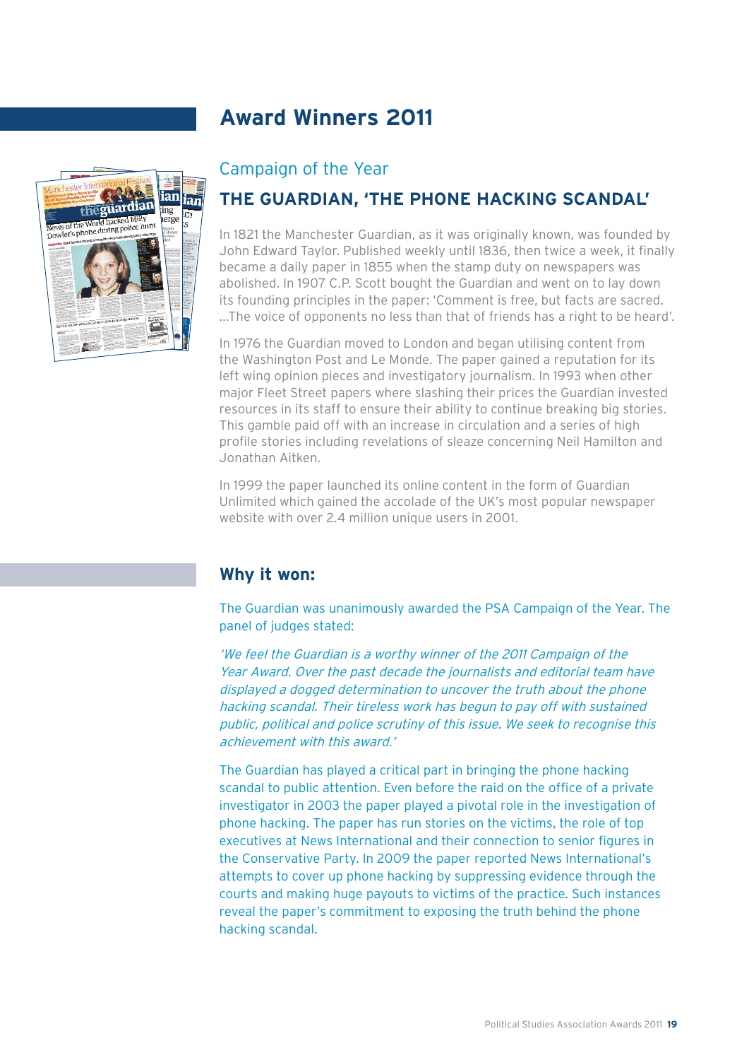# Award Winners 2011

## Campaign of the Year

### THE GUARDIAN, 'THE PHONE HACKING SCANDAL'

In 1821 the Manchester Guardian, as it was originally known, was founded by John Edward Taylor. Published weekly until 1836, then twice a week, it finally became a daily paper in 1855 when the stamp duty on newspapers was abolished. In 1907 C.P. Scott bought the Guardian and went on to lay down its founding principles in the paper: 'Comment is free, but facts are sacred. ...The voice of opponents no less than that of friends has a right to be heard'.

In 1976 the Guardian moved to London and began utilising content from the Washington Post and Le Monde. The paper gained a reputation for its left wing opinion pieces and investigatory journalism. In 1993 when other major Fleet Street papers where slashing their prices the Guardian invested resources in its staff to ensure their ability to continue breaking big stories. This gamble paid off with an increase in circulation and a series of high profile stories including revelations of sleaze concerning Neil Hamilton and Jonathan Aitken.

In 1999 the paper launched its online content in the form of Guardian Unlimited which gained the accolade of the UK's most popular newspaper website with over 2.4 million unique users in 2001.

### Why it won:

The Guardian was unanimously awarded the PSA Campaign of the Year. The panel of judges stated:

*'We feel the Guardian is a worthy winner of the 2011 Campaign of the Year Award. Over the past decade the journalists and editorial team have displayed a dogged determination to uncover the truth about the phone hacking scandal. Their tireless work has begun to pay off with sustained public, political and police scrutiny of this issue. We seek to recognise this achievement with this award.'*

The Guardian has played a critical part in bringing the phone hacking scandal to public attention. Even before the raid on the office of a private investigator in 2003 the paper played a pivotal role in the investigation of phone hacking. The paper has run stories on the victims, the role of top executives at News International and their connection to senior figures in the Conservative Party. In 2009 the paper reported News International's attempts to cover up phone hacking by suppressing evidence through the courts and making huge payouts to victims of the practice. Such instances reveal the paper's commitment to exposing the truth behind the phone hacking scandal.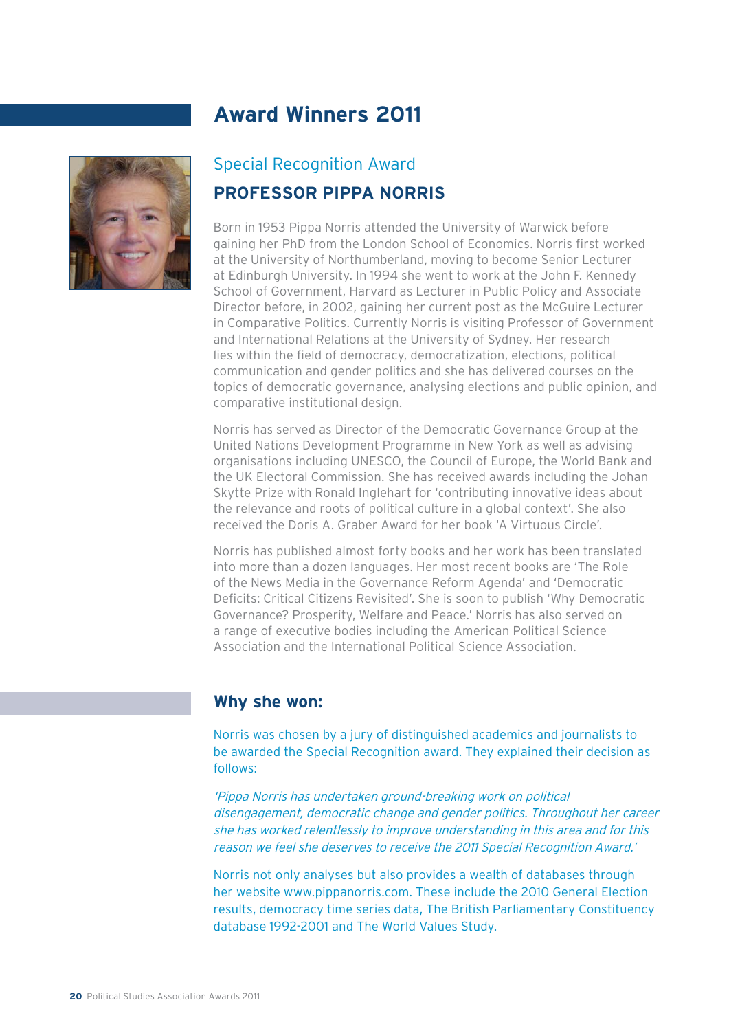# Award Winners 2011

## Special Recognition Award

### PROFESSOR PIPPA NORRIS

Born in 1953 Pippa Norris attended the University of Warwick before gaining her PhD from the London School of Economics. Norris first worked at the University of Northumberland, moving to become Senior Lecturer at Edinburgh University. In 1994 she went to work at the John F. Kennedy School of Government, Harvard as Lecturer in Public Policy and Associate Director before, in 2002, gaining her current post as the McGuire Lecturer in Comparative Politics. Currently Norris is visiting Professor of Government and International Relations at the University of Sydney. Her research lies within the field of democracy, democratization, elections, political communication and gender politics and she has delivered courses on the topics of democratic governance, analysing elections and public opinion, and comparative institutional design.

Norris has served as Director of the Democratic Governance Group at the United Nations Development Programme in New York as well as advising organisations including UNESCO, the Council of Europe, the World Bank and the UK Electoral Commission. She has received awards including the Johan Skytte Prize with Ronald Inglehart for 'contributing innovative ideas about the relevance and roots of political culture in a global context'. She also received the Doris A. Graber Award for her book 'A Virtuous Circle'.

Norris has published almost forty books and her work has been translated into more than a dozen languages. Her most recent books are 'The Role of the News Media in the Governance Reform Agenda' and 'Democratic Deficits: Critical Citizens Revisited'. She is soon to publish 'Why Democratic Governance? Prosperity, Welfare and Peace.' Norris has also served on a range of executive bodies including the American Political Science Association and the International Political Science Association.

### Why she won:

Norris was chosen by a jury of distinguished academics and journalists to be awarded the Special Recognition award. They explained their decision as follows:

*'Pippa Norris has undertaken ground-breaking work on political disengagement, democratic change and gender politics. Throughout her career she has worked relentlessly to improve understanding in this area and for this reason we feel she deserves to receive the 2011 Special Recognition Award.'*

Norris not only analyses but also provides a wealth of databases through her website www.pippanorris.com. These include the 2010 General Election results, democracy time series data, The British Parliamentary Constituency database 1992-2001 and The World Values Study.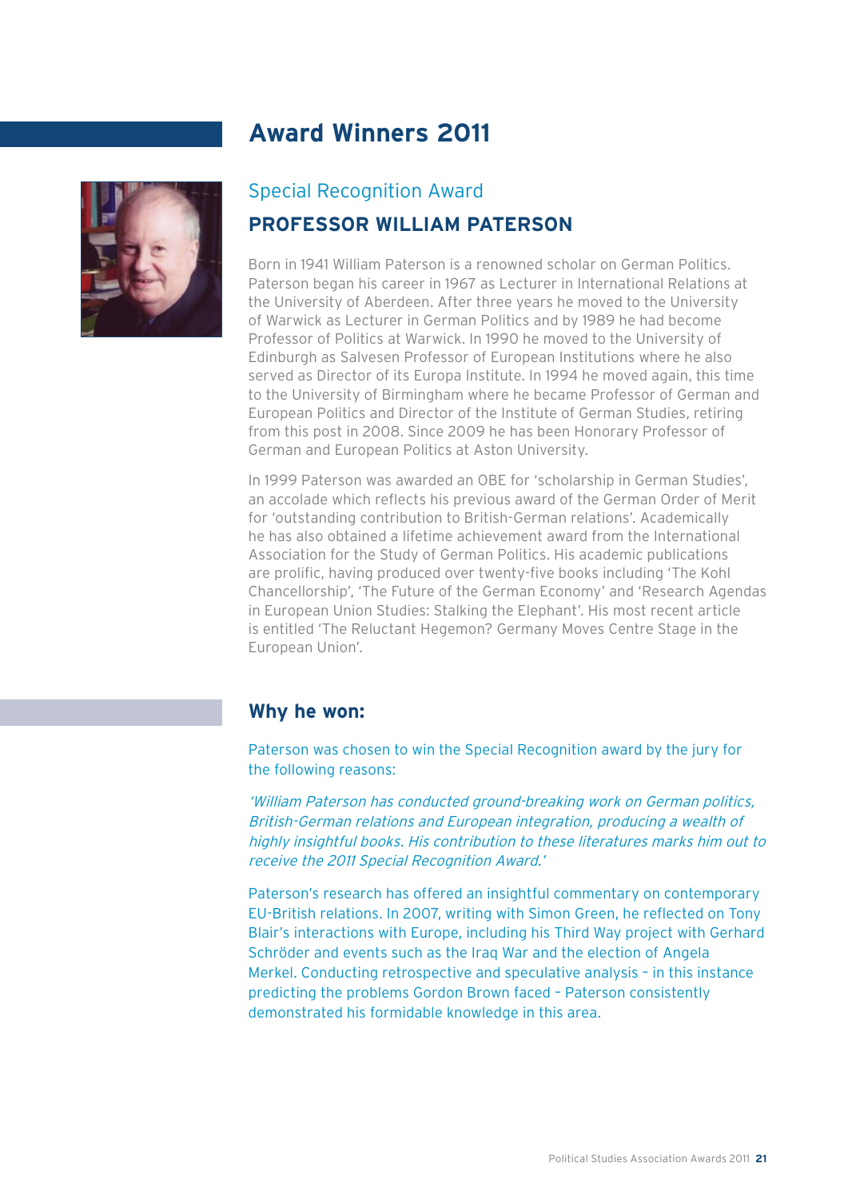# Award Winners 2011

## Special Recognition Award

## PROFESSOR WILLIAM PATERSON

Born in 1941 William Paterson is a renowned scholar on German Politics. Paterson began his career in 1967 as Lecturer in International Relations at the University of Aberdeen. After three years he moved to the University of Warwick as Lecturer in German Politics and by 1989 he had become Professor of Politics at Warwick. In 1990 he moved to the University of Edinburgh as Salvesen Professor of European Institutions where he also served as Director of its Europa Institute. In 1994 he moved again, this time to the University of Birmingham where he became Professor of German and European Politics and Director of the Institute of German Studies, retiring from this post in 2008. Since 2009 he has been Honorary Professor of German and European Politics at Aston University.

In 1999 Paterson was awarded an OBE for 'scholarship in German Studies', an accolade which reflects his previous award of the German Order of Merit for 'outstanding contribution to British-German relations'. Academically he has also obtained a lifetime achievement award from the International Association for the Study of German Politics. His academic publications are prolific, having produced over twenty-five books including 'The Kohl Chancellorship', 'The Future of the German Economy' and 'Research Agendas in European Union Studies: Stalking the Elephant'. His most recent article is entitled 'The Reluctant Hegemon? Germany Moves Centre Stage in the European Union'.

### Why he won:

Paterson was chosen to win the Special Recognition award by the jury for the following reasons:

*'William Paterson has conducted ground-breaking work on German politics, British-German relations and European integration, producing a wealth of highly insightful books. His contribution to these literatures marks him out to receive the 2011 Special Recognition Award.'*

Paterson's research has offered an insightful commentary on contemporary EU-British relations. In 2007, writing with Simon Green, he reflected on Tony Blair's interactions with Europe, including his Third Way project with Gerhard Schröder and events such as the Iraq War and the election of Angela Merkel. Conducting retrospective and speculative analysis – in this instance predicting the problems Gordon Brown faced – Paterson consistently demonstrated his formidable knowledge in this area.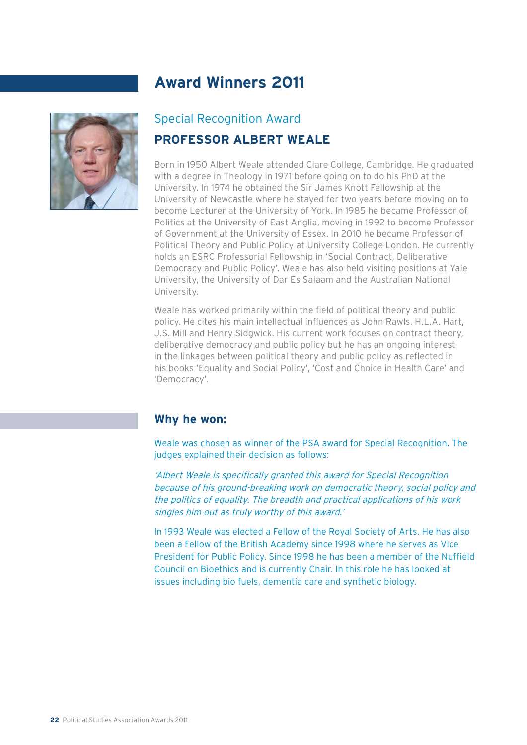# Award Winners 2011

## Special Recognition Award

### PROFESSOR ALBERT WEALE

Born in 1950 Albert Weale attended Clare College, Cambridge. He graduated with a degree in Theology in 1971 before going on to do his PhD at the University. In 1974 he obtained the Sir James Knott Fellowship at the University of Newcastle where he stayed for two years before moving on to become Lecturer at the University of York. In 1985 he became Professor of Politics at the University of East Anglia, moving in 1992 to become Professor of Government at the University of Essex. In 2010 he became Professor of Political Theory and Public Policy at University College London. He currently holds an ESRC Professorial Fellowship in 'Social Contract, Deliberative Democracy and Public Policy'. Weale has also held visiting positions at Yale University, the University of Dar Es Salaam and the Australian National University.

Weale has worked primarily within the field of political theory and public policy. He cites his main intellectual influences as John Rawls, H.L.A. Hart, J.S. Mill and Henry Sidgwick. His current work focuses on contract theory, deliberative democracy and public policy but he has an ongoing interest in the linkages between political theory and public policy as reflected in his books 'Equality and Social Policy', 'Cost and Choice in Health Care' and 'Democracy'.

## Why he won:

Weale was chosen as winner of the PSA award for Special Recognition. The judges explained their decision as follows:

*'Albert Weale is specifically granted this award for Special Recognition because of his ground-breaking work on democratic theory, social policy and the politics of equality. The breadth and practical applications of his work singles him out as truly worthy of this award.'*

In 1993 Weale was elected a Fellow of the Royal Society of Arts. He has also been a Fellow of the British Academy since 1998 where he serves as Vice President for Public Policy. Since 1998 he has been a member of the Nuffield Council on Bioethics and is currently Chair. In this role he has looked at issues including bio fuels, dementia care and synthetic biology.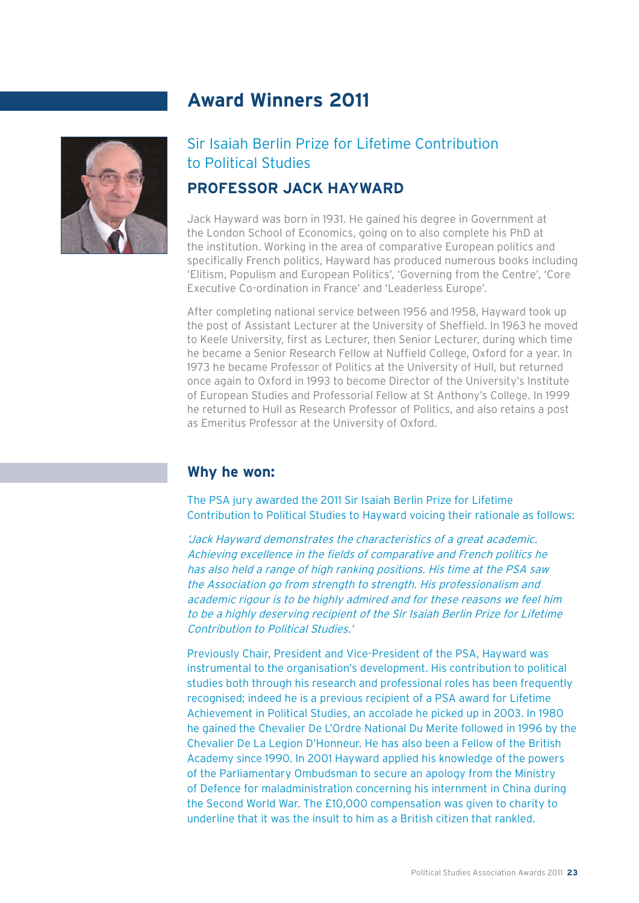# Award Winners 2011

## Sir Isaiah Berlin Prize for Lifetime Contribution to Political Studies

### PROFESSOR JACK HAYWARD

Jack Hayward was born in 1931. He gained his degree in Government at the London School of Economics, going on to also complete his PhD at the institution. Working in the area of comparative European politics and specifically French politics, Hayward has produced numerous books including 'Elitism, Populism and European Politics', 'Governing from the Centre', 'Core Executive Co-ordination in France' and 'Leaderless Europe'.

After completing national service between 1956 and 1958, Hayward took up the post of Assistant Lecturer at the University of Sheffield. In 1963 he moved to Keele University, first as Lecturer, then Senior Lecturer, during which time he became a Senior Research Fellow at Nuffield College, Oxford for a year. In 1973 he became Professor of Politics at the University of Hull, but returned once again to Oxford in 1993 to become Director of the University's Institute of European Studies and Professorial Fellow at St Anthony's College. In 1999 he returned to Hull as Research Professor of Politics, and also retains a post as Emeritus Professor at the University of Oxford.

### Why he won:

The PSA jury awarded the 2011 Sir Isaiah Berlin Prize for Lifetime Contribution to Political Studies to Hayward voicing their rationale as follows:

*'Jack Hayward demonstrates the characteristics of a great academic. Achieving excellence in the fields of comparative and French politics he has also held a range of high ranking positions. His time at the PSA saw the Association go from strength to strength. His professionalism and academic rigour is to be highly admired and for these reasons we feel him to be a highly deserving recipient of the Sir Isaiah Berlin Prize for Lifetime Contribution to Political Studies.'*

Previously Chair, President and Vice-President of the PSA, Hayward was instrumental to the organisation's development. His contribution to political studies both through his research and professional roles has been frequently recognised; indeed he is a previous recipient of a PSA award for Lifetime Achievement in Political Studies, an accolade he picked up in 2003. In 1980 he gained the Chevalier De L'Ordre National Du Merite followed in 1996 by the Chevalier De La Legion D'Honneur. He has also been a Fellow of the British Academy since 1990. In 2001 Hayward applied his knowledge of the powers of the Parliamentary Ombudsman to secure an apology from the Ministry of Defence for maladministration concerning his internment in China during the Second World War. The £10,000 compensation was given to charity to underline that it was the insult to him as a British citizen that rankled.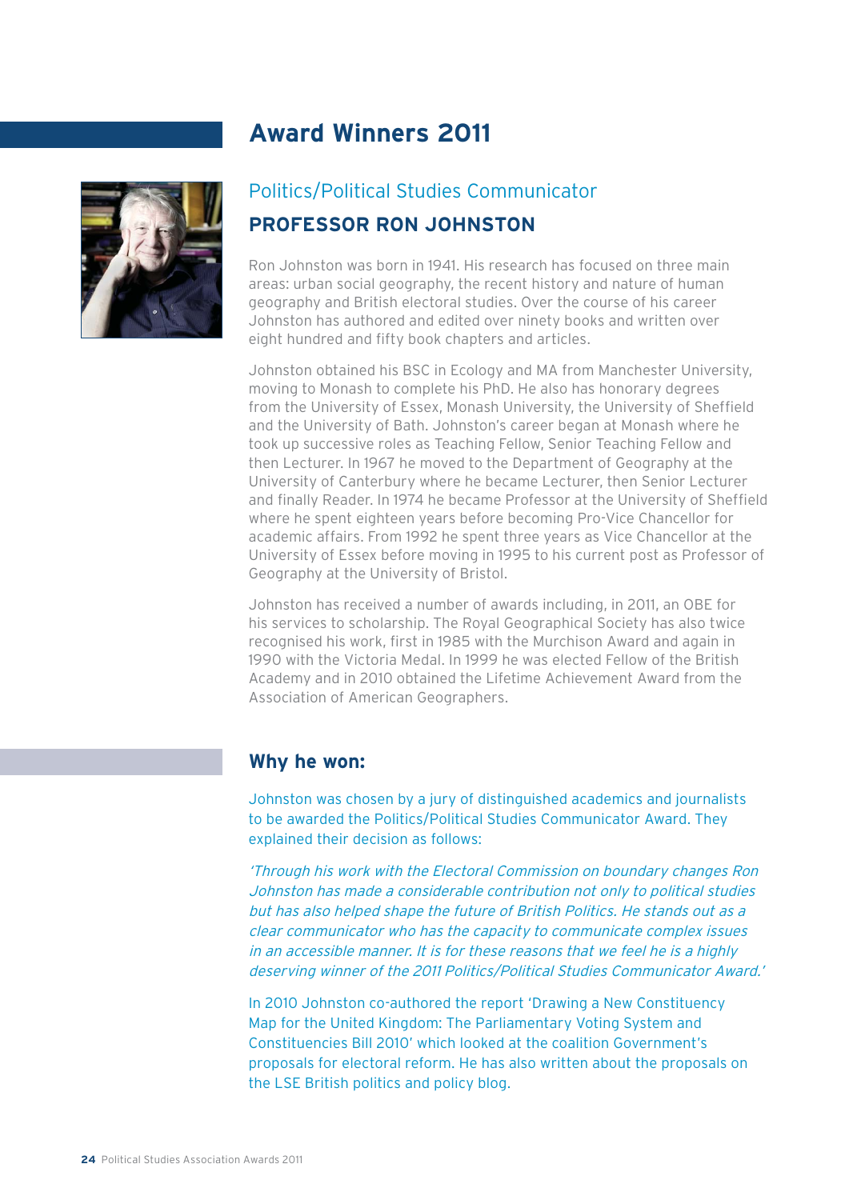# Award Winners 2011

## Politics/Political Studies Communicator

## PROFESSOR RON JOHNSTON

Ron Johnston was born in 1941. His research has focused on three main areas: urban social geography, the recent history and nature of human geography and British electoral studies. Over the course of his career Johnston has authored and edited over ninety books and written over eight hundred and fifty book chapters and articles.

Johnston obtained his BSC in Ecology and MA from Manchester University, moving to Monash to complete his PhD. He also has honorary degrees from the University of Essex, Monash University, the University of Sheffield and the University of Bath. Johnston's career began at Monash where he took up successive roles as Teaching Fellow, Senior Teaching Fellow and then Lecturer. In 1967 he moved to the Department of Geography at the University of Canterbury where he became Lecturer, then Senior Lecturer and finally Reader. In 1974 he became Professor at the University of Sheffield where he spent eighteen years before becoming Pro-Vice Chancellor for academic affairs. From 1992 he spent three years as Vice Chancellor at the University of Essex before moving in 1995 to his current post as Professor of Geography at the University of Bristol.

Johnston has received a number of awards including, in 2011, an OBE for his services to scholarship. The Royal Geographical Society has also twice recognised his work, first in 1985 with the Murchison Award and again in 1990 with the Victoria Medal. In 1999 he was elected Fellow of the British Academy and in 2010 obtained the Lifetime Achievement Award from the Association of American Geographers.

### Why he won:

Johnston was chosen by a jury of distinguished academics and journalists to be awarded the Politics/Political Studies Communicator Award. They explained their decision as follows:

*'Through his work with the Electoral Commission on boundary changes Ron Johnston has made a considerable contribution not only to political studies but has also helped shape the future of British Politics. He stands out as a clear communicator who has the capacity to communicate complex issues in an accessible manner. It is for these reasons that we feel he is a highly deserving winner of the 2011 Politics/Political Studies Communicator Award.'*

In 2010 Johnston co-authored the report 'Drawing a New Constituency Map for the United Kingdom: The Parliamentary Voting System and Constituencies Bill 2010' which looked at the coalition Government's proposals for electoral reform. He has also written about the proposals on the LSE British politics and policy blog.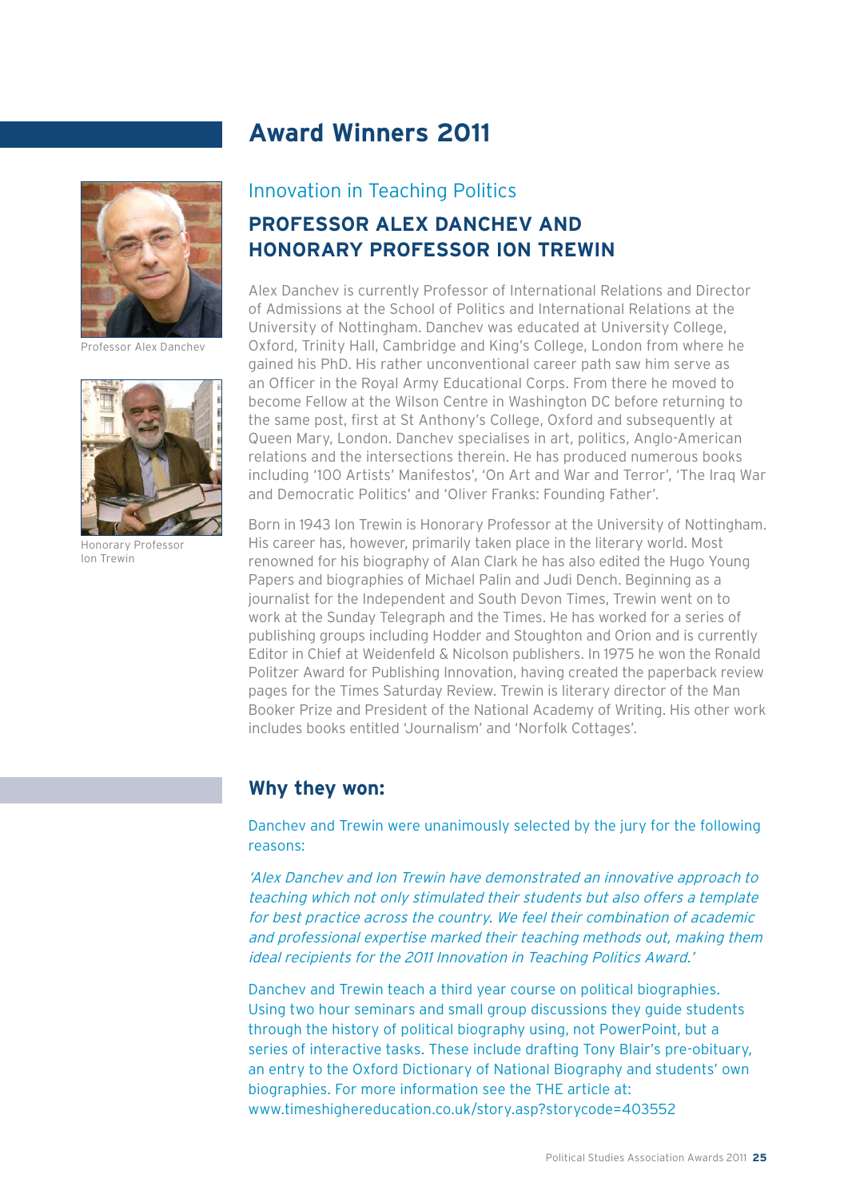# Award Winners 2011

Professor Alex Danchev

Honorary Professor Ion Trewin

## Innovation in Teaching Politics

### PROFESSOR ALEX DANCHEV AND HONORARY PROFESSOR ION TREWIN

Alex Danchev is currently Professor of International Relations and Director of Admissions at the School of Politics and International Relations at the University of Nottingham. Danchev was educated at University College, Oxford, Trinity Hall, Cambridge and King's College, London from where he gained his PhD. His rather unconventional career path saw him serve as an Officer in the Royal Army Educational Corps. From there he moved to become Fellow at the Wilson Centre in Washington DC before returning to the same post, first at St Anthony's College, Oxford and subsequently at Queen Mary, London. Danchev specialises in art, politics, Anglo-American relations and the intersections therein. He has produced numerous books including '100 Artists' Manifestos', 'On Art and War and Terror', 'The Iraq War and Democratic Politics' and 'Oliver Franks: Founding Father'.

Born in 1943 Ion Trewin is Honorary Professor at the University of Nottingham. His career has, however, primarily taken place in the literary world. Most renowned for his biography of Alan Clark he has also edited the Hugo Young Papers and biographies of Michael Palin and Judi Dench. Beginning as a journalist for the Independent and South Devon Times, Trewin went on to work at the Sunday Telegraph and the Times. He has worked for a series of publishing groups including Hodder and Stoughton and Orion and is currently Editor in Chief at Weidenfeld & Nicolson publishers. In 1975 he won the Ronald Politzer Award for Publishing Innovation, having created the paperback review pages for the Times Saturday Review. Trewin is literary director of the Man Booker Prize and President of the National Academy of Writing. His other work includes books entitled 'Journalism' and 'Norfolk Cottages'.

## Why they won:

Danchev and Trewin were unanimously selected by the jury for the following reasons:

*'Alex Danchev and Ion Trewin have demonstrated an innovative approach to teaching which not only stimulated their students but also offers a template for best practice across the country. We feel their combination of academic and professional expertise marked their teaching methods out, making them ideal recipients for the 2011 Innovation in Teaching Politics Award.'*

Danchev and Trewin teach a third year course on political biographies. Using two hour seminars and small group discussions they guide students through the history of political biography using, not PowerPoint, but a series of interactive tasks. These include drafting Tony Blair's pre-obituary, an entry to the Oxford Dictionary of National Biography and students' own biographies. For more information see the THE article at: www.timeshighereducation.co.uk/story.asp?storycode=403552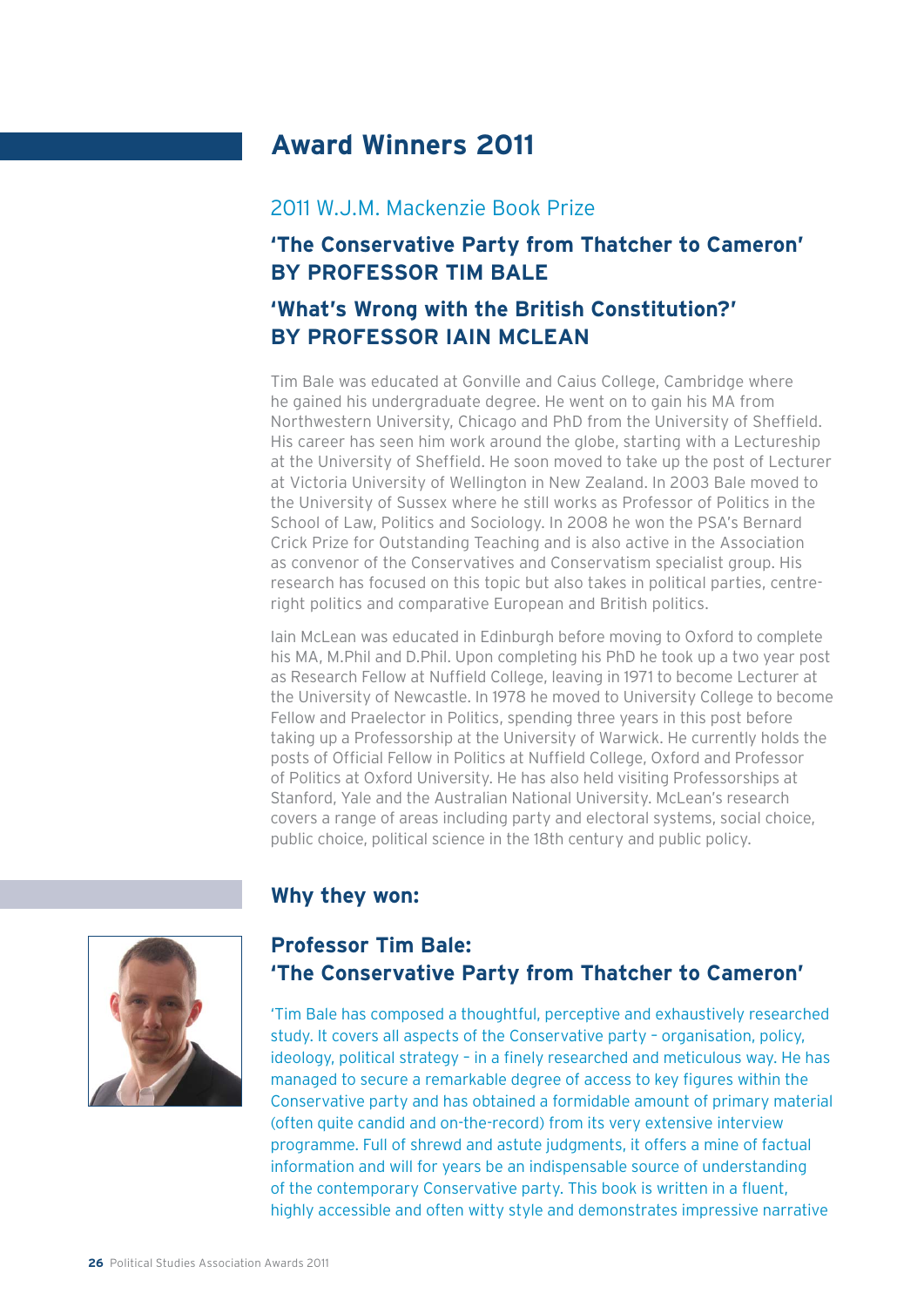# Award Winners 2011

## 2011 W.J.M. Mackenzie Book Prize

### 'The Conservative Party from Thatcher to Cameron' BY PROFESSOR TIM BALE

### 'What's Wrong with the British Constitution?' BY PROFESSOR IAIN MCLEAN

Tim Bale was educated at Gonville and Caius College, Cambridge where he gained his undergraduate degree. He went on to gain his MA from Northwestern University, Chicago and PhD from the University of Sheffield. His career has seen him work around the globe, starting with a Lectureship at the University of Sheffield. He soon moved to take up the post of Lecturer at Victoria University of Wellington in New Zealand. In 2003 Bale moved to the University of Sussex where he still works as Professor of Politics in the School of Law, Politics and Sociology. In 2008 he won the PSA's Bernard Crick Prize for Outstanding Teaching and is also active in the Association as convenor of the Conservatives and Conservatism specialist group. His research has focused on this topic but also takes in political parties, centre-right politics and comparative European and British politics.

Iain McLean was educated in Edinburgh before moving to Oxford to complete his MA, M.Phil and D.Phil. Upon completing his PhD he took up a two year post as Research Fellow at Nuffield College, leaving in 1971 to become Lecturer at the University of Newcastle. In 1978 he moved to University College to become Fellow and Praelector in Politics, spending three years in this post before taking up a Professorship at the University of Warwick. He currently holds the posts of Official Fellow in Politics at Nuffield College, Oxford and Professor of Politics at Oxford University. He has also held visiting Professorships at Stanford, Yale and the Australian National University. McLean's research covers a range of areas including party and electoral systems, social choice, public choice, political science in the 18th century and public policy.

## Why they won:

### Professor Tim Bale: 'The Conservative Party from Thatcher to Cameron'

'Tim Bale has composed a thoughtful, perceptive and exhaustively researched study. It covers all aspects of the Conservative party – organisation, policy, ideology, political strategy – in a finely researched and meticulous way. He has managed to secure a remarkable degree of access to key figures within the Conservative party and has obtained a formidable amount of primary material (often quite candid and on-the-record) from its very extensive interview programme. Full of shrewd and astute judgments, it offers a mine of factual information and will for years be an indispensable source of understanding of the contemporary Conservative party. This book is written in a fluent, highly accessible and often witty style and demonstrates impressive narrative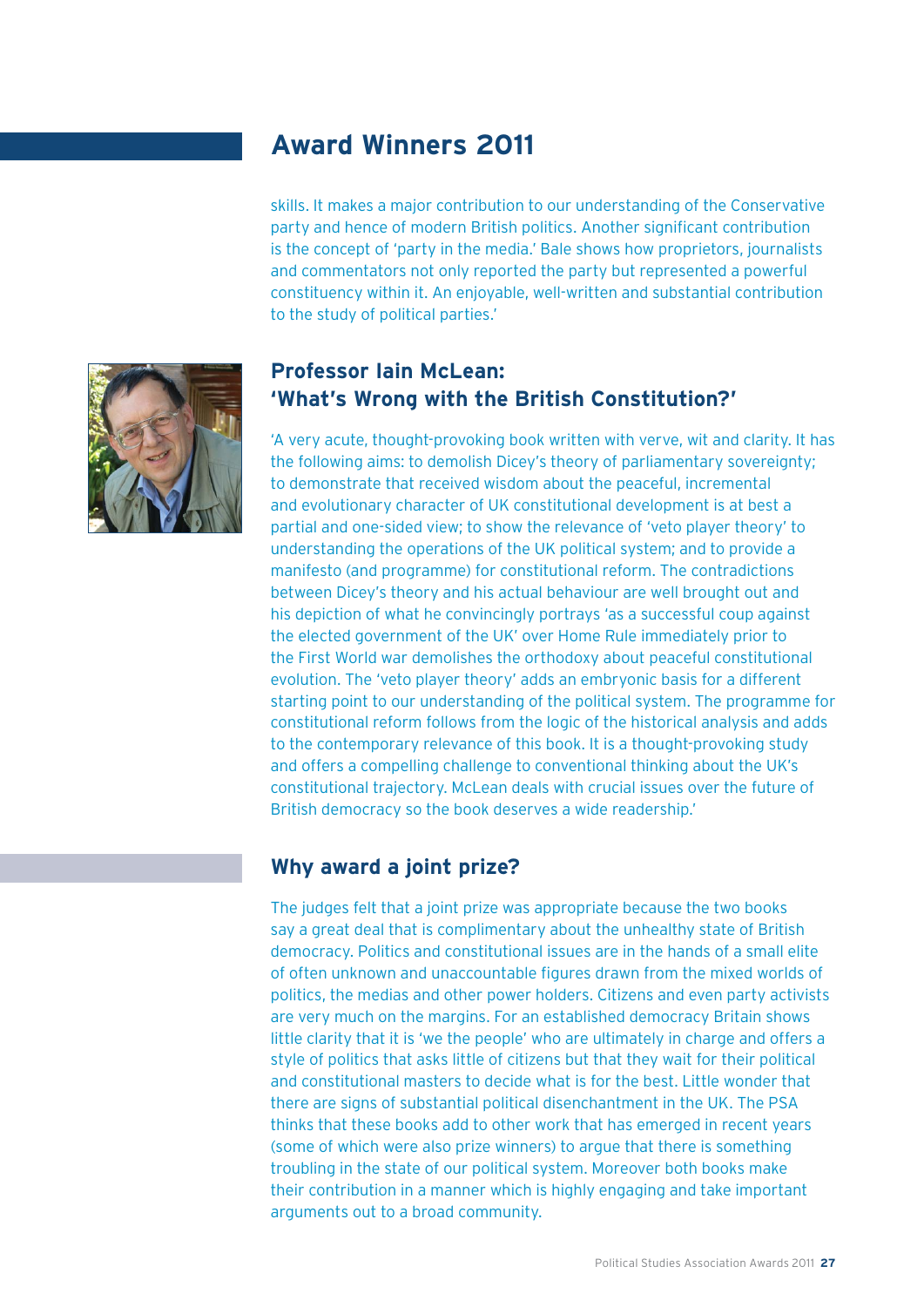## Award Winners 2011

skills. It makes a major contribution to our understanding of the Conservative party and hence of modern British politics. Another significant contribution is the concept of 'party in the media.' Bale shows how proprietors, journalists and commentators not only reported the party but represented a powerful constituency within it. An enjoyable, well-written and substantial contribution to the study of political parties.'

### Professor Iain McLean: 'What's Wrong with the British Constitution?'

'A very acute, thought-provoking book written with verve, wit and clarity. It has the following aims: to demolish Dicey's theory of parliamentary sovereignty; to demonstrate that received wisdom about the peaceful, incremental and evolutionary character of UK constitutional development is at best a partial and one-sided view; to show the relevance of 'veto player theory' to understanding the operations of the UK political system; and to provide a manifesto (and programme) for constitutional reform. The contradictions between Dicey's theory and his actual behaviour are well brought out and his depiction of what he convincingly portrays 'as a successful coup against the elected government of the UK' over Home Rule immediately prior to the First World war demolishes the orthodoxy about peaceful constitutional evolution. The 'veto player theory' adds an embryonic basis for a different starting point to our understanding of the political system. The programme for constitutional reform follows from the logic of the historical analysis and adds to the contemporary relevance of this book. It is a thought-provoking study and offers a compelling challenge to conventional thinking about the UK's constitutional trajectory. McLean deals with crucial issues over the future of British democracy so the book deserves a wide readership.'

### Why award a joint prize?

The judges felt that a joint prize was appropriate because the two books say a great deal that is complimentary about the unhealthy state of British democracy. Politics and constitutional issues are in the hands of a small elite of often unknown and unaccountable figures drawn from the mixed worlds of politics, the medias and other power holders. Citizens and even party activists are very much on the margins. For an established democracy Britain shows little clarity that it is 'we the people' who are ultimately in charge and offers a style of politics that asks little of citizens but that they wait for their political and constitutional masters to decide what is for the best. Little wonder that there are signs of substantial political disenchantment in the UK. The PSA thinks that these books add to other work that has emerged in recent years (some of which were also prize winners) to argue that there is something troubling in the state of our political system. Moreover both books make their contribution in a manner which is highly engaging and take important arguments out to a broad community.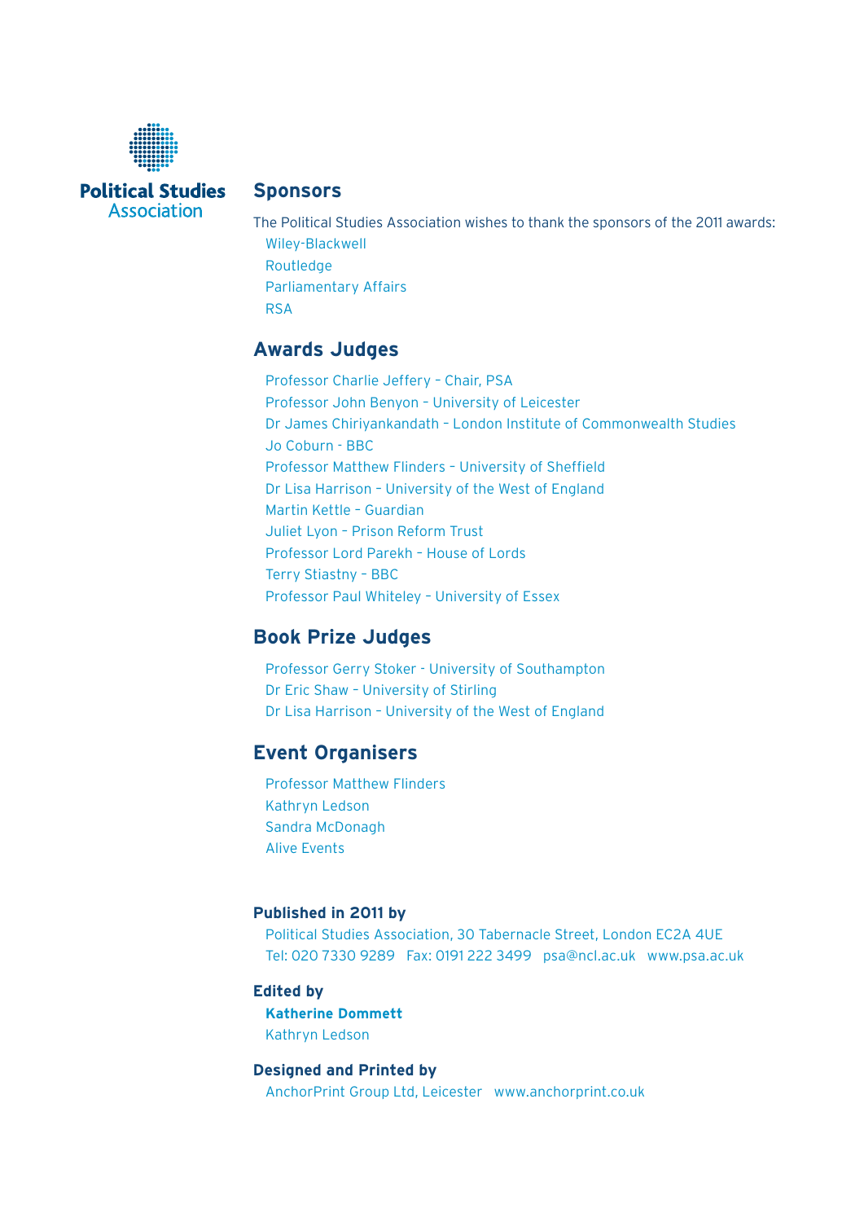Political Studies Association

## Sponsors

The Political Studies Association wishes to thank the sponsors of the 2011 awards:

Wiley-Blackwell
Routledge
Parliamentary Affairs
RSA

## Awards Judges

Professor Charlie Jeffery – Chair, PSA
Professor John Benyon – University of Leicester
Dr James Chiriyankandath – London Institute of Commonwealth Studies
Jo Coburn - BBC
Professor Matthew Flinders – University of Sheffield
Dr Lisa Harrison – University of the West of England
Martin Kettle – Guardian
Juliet Lyon – Prison Reform Trust
Professor Lord Parekh – House of Lords
Terry Stiastny – BBC
Professor Paul Whiteley – University of Essex

## Book Prize Judges

Professor Gerry Stoker - University of Southampton
Dr Eric Shaw – University of Stirling
Dr Lisa Harrison – University of the West of England

## Event Organisers

Professor Matthew Flinders
Kathryn Ledson
Sandra McDonagh
Alive Events

**Published in 2011 by**

Political Studies Association, 30 Tabernacle Street, London EC2A 4UE
Tel: 020 7330 9289 Fax: 0191 222 3499 psa@ncl.ac.uk www.psa.ac.uk

**Edited by**

**Katherine Dommett**
Kathryn Ledson

**Designed and Printed by**

AnchorPrint Group Ltd, Leicester www.anchorprint.co.uk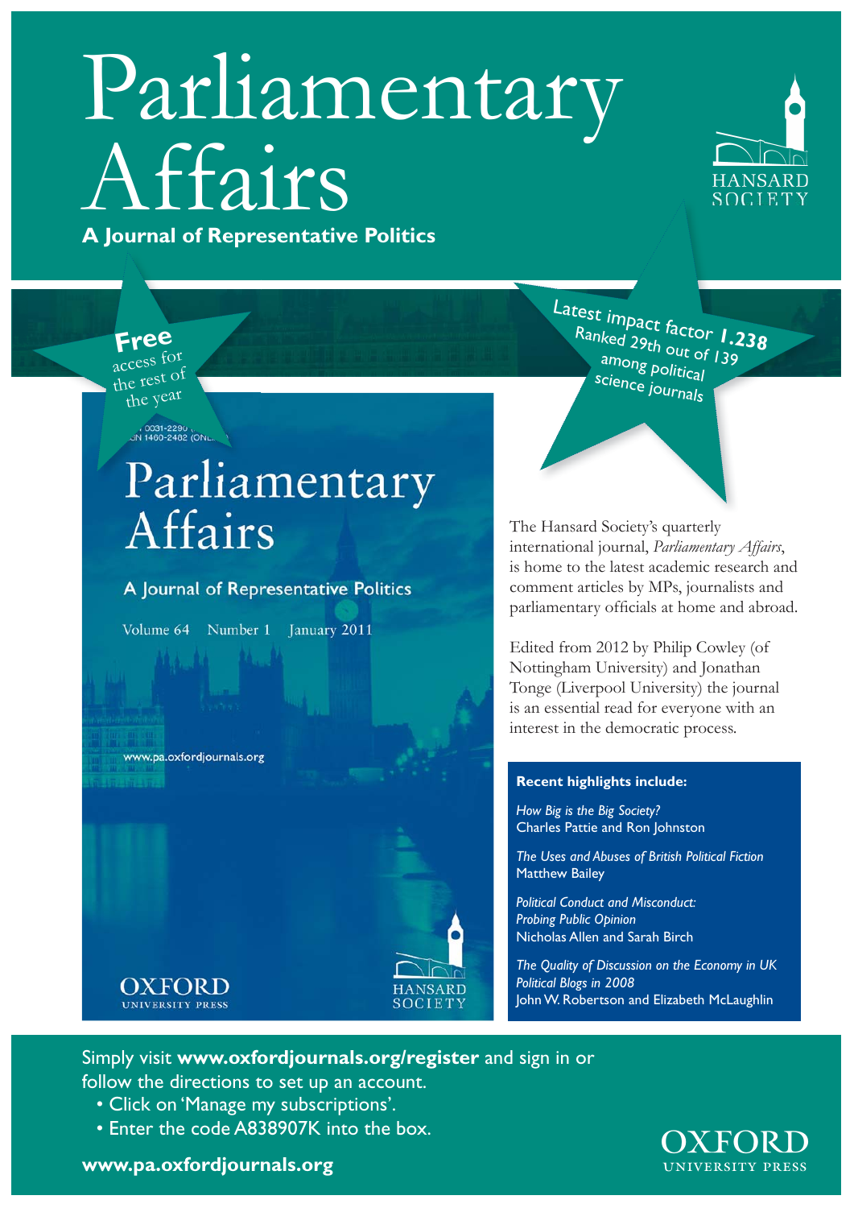# Parliamentary Affairs

**A Journal of Representative Politics**

HANSARD SOCIETY

**Free** access for the rest of the year

Latest impact factor **1.238**
Ranked 29th out of 139 among political science journals

The Hansard Society's quarterly international journal, *Parliamentary Affairs*, is home to the latest academic research and comment articles by MPs, journalists and parliamentary officials at home and abroad.

Edited from 2012 by Philip Cowley (of Nottingham University) and Jonathan Tonge (Liverpool University) the journal is an essential read for everyone with an interest in the democratic process.

**Recent highlights include:**

*How Big is the Big Society?*
Charles Pattie and Ron Johnston

*The Uses and Abuses of British Political Fiction*
Matthew Bailey

*Political Conduct and Misconduct: Probing Public Opinion*
Nicholas Allen and Sarah Birch

*The Quality of Discussion on the Economy in UK Political Blogs in 2008*
John W. Robertson and Elizabeth McLaughlin

Simply visit **www.oxfordjournals.org/register** and sign in or follow the directions to set up an account.

- Click on 'Manage my subscriptions'.
- Enter the code A838907K into the box.

**www.pa.oxfordjournals.org**

OXFORD UNIVERSITY PRESS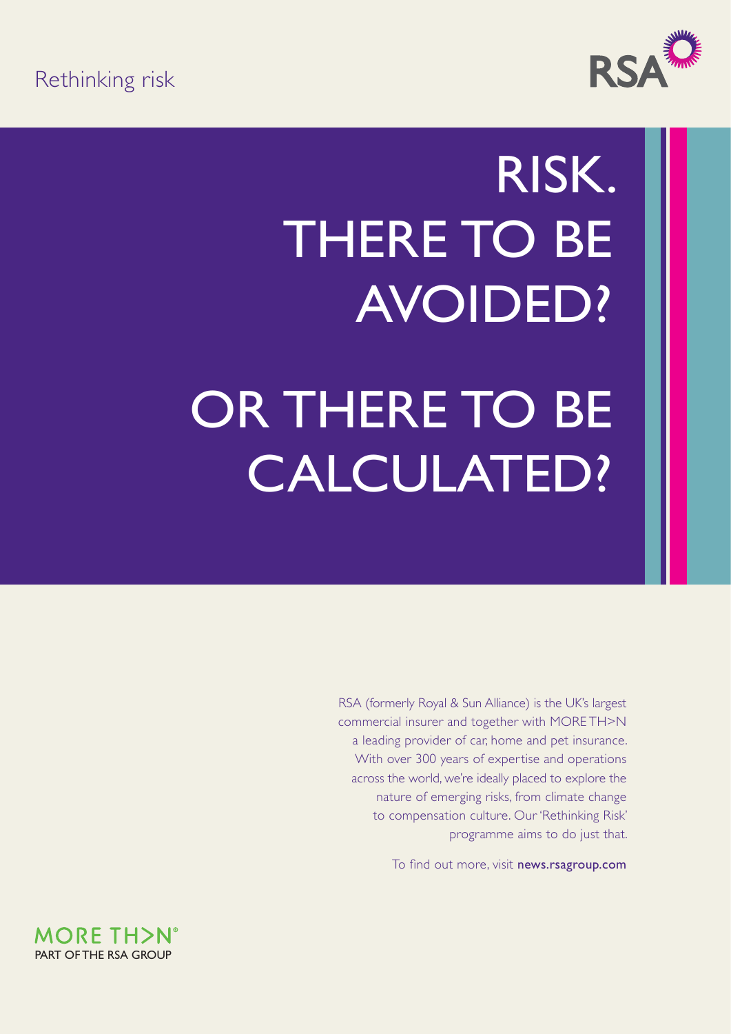Rethinking risk

RSA

# RISK. THERE TO BE AVOIDED?

# OR THERE TO BE CALCULATED?

RSA (formerly Royal & Sun Alliance) is the UK's largest commercial insurer and together with MORE TH>N a leading provider of car, home and pet insurance. With over 300 years of expertise and operations across the world, we're ideally placed to explore the nature of emerging risks, from climate change to compensation culture. Our 'Rethinking Risk' programme aims to do just that.

To find out more, visit **news.rsagroup.com**

MORE TH>N®
PART OF THE RSA GROUP